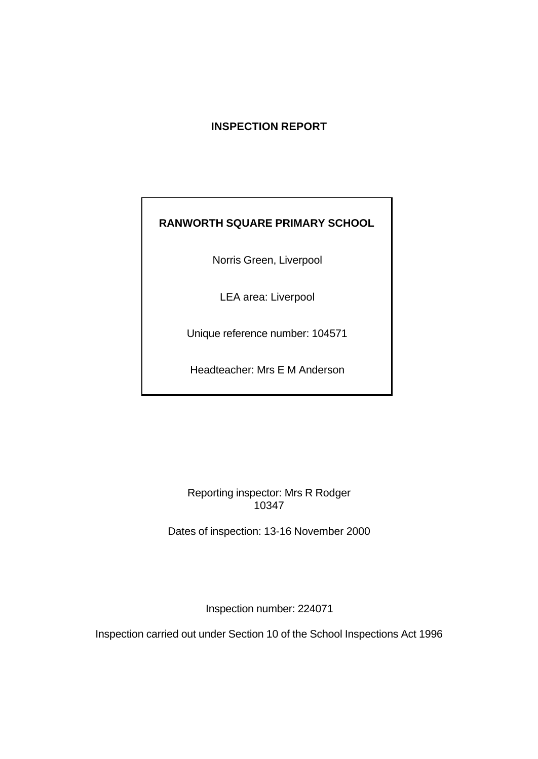# INSPECTION REPORT

**RANWORTH SQUARE PRIMARY SCHOOL**

Norris Green, Liverpool

LEA area: Liverpool

Unique reference number: 104571

Headteacher: Mrs E M Anderson

Reporting inspector: Mrs R Rodger
10347

Dates of inspection: 13-16 November 2000

Inspection number: 224071

Inspection carried out under Section 10 of the School Inspections Act 1996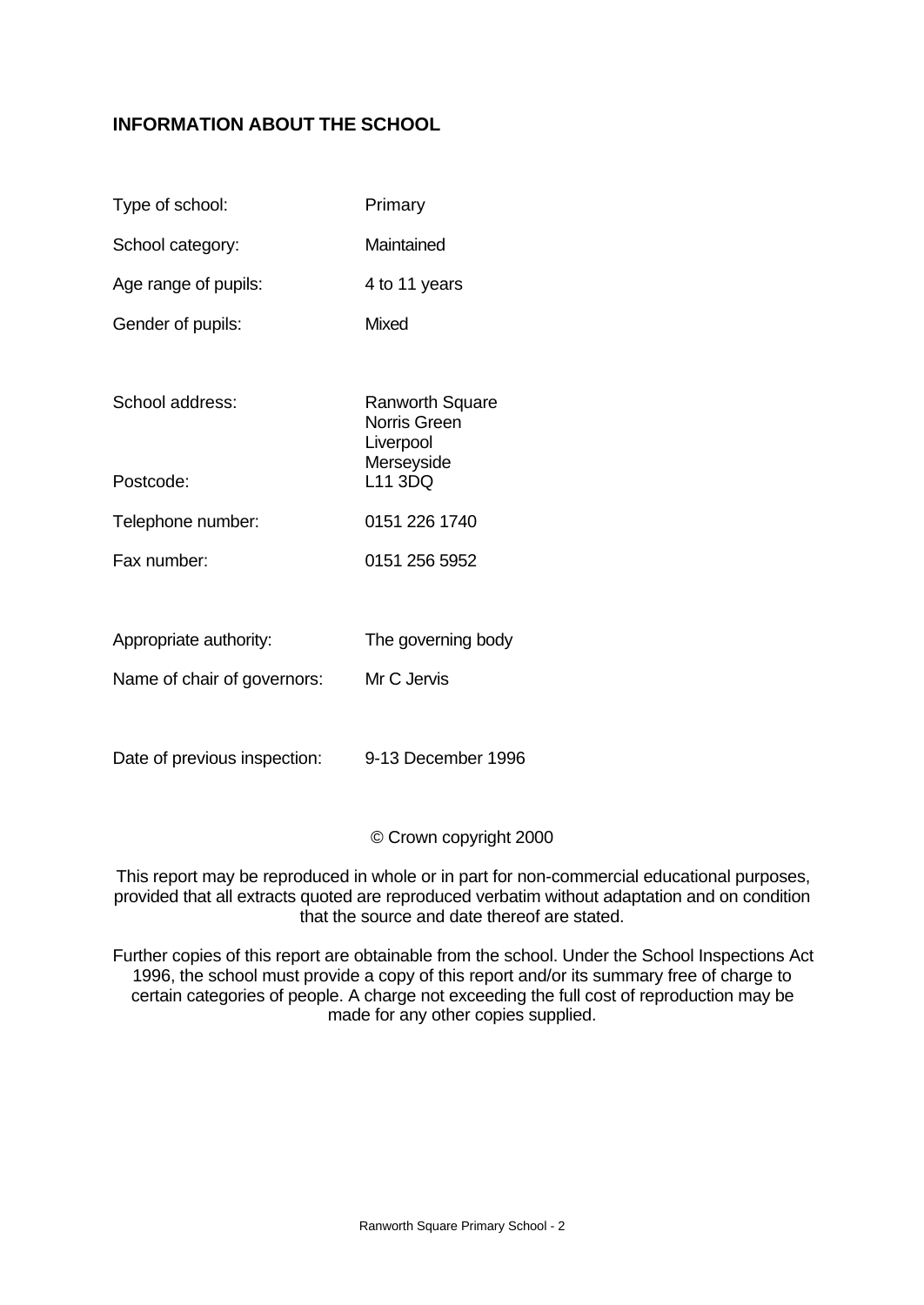## INFORMATION ABOUT THE SCHOOL

| | |
|---|---|
| Type of school: | Primary |
| School category: | Maintained |
| Age range of pupils: | 4 to 11 years |
| Gender of pupils: | Mixed |
| School address: | Ranworth Square<br>Norris Green<br>Liverpool<br>Merseyside |
| Postcode: | L11 3DQ |
| Telephone number: | 0151 226 1740 |
| Fax number: | 0151 256 5952 |
| Appropriate authority: | The governing body |
| Name of chair of governors: | Mr C Jervis |
| Date of previous inspection: | 9-13 December 1996 |

© Crown copyright 2000

This report may be reproduced in whole or in part for non-commercial educational purposes, provided that all extracts quoted are reproduced verbatim without adaptation and on condition that the source and date thereof are stated.

Further copies of this report are obtainable from the school. Under the School Inspections Act 1996, the school must provide a copy of this report and/or its summary free of charge to certain categories of people. A charge not exceeding the full cost of reproduction may be made for any other copies supplied.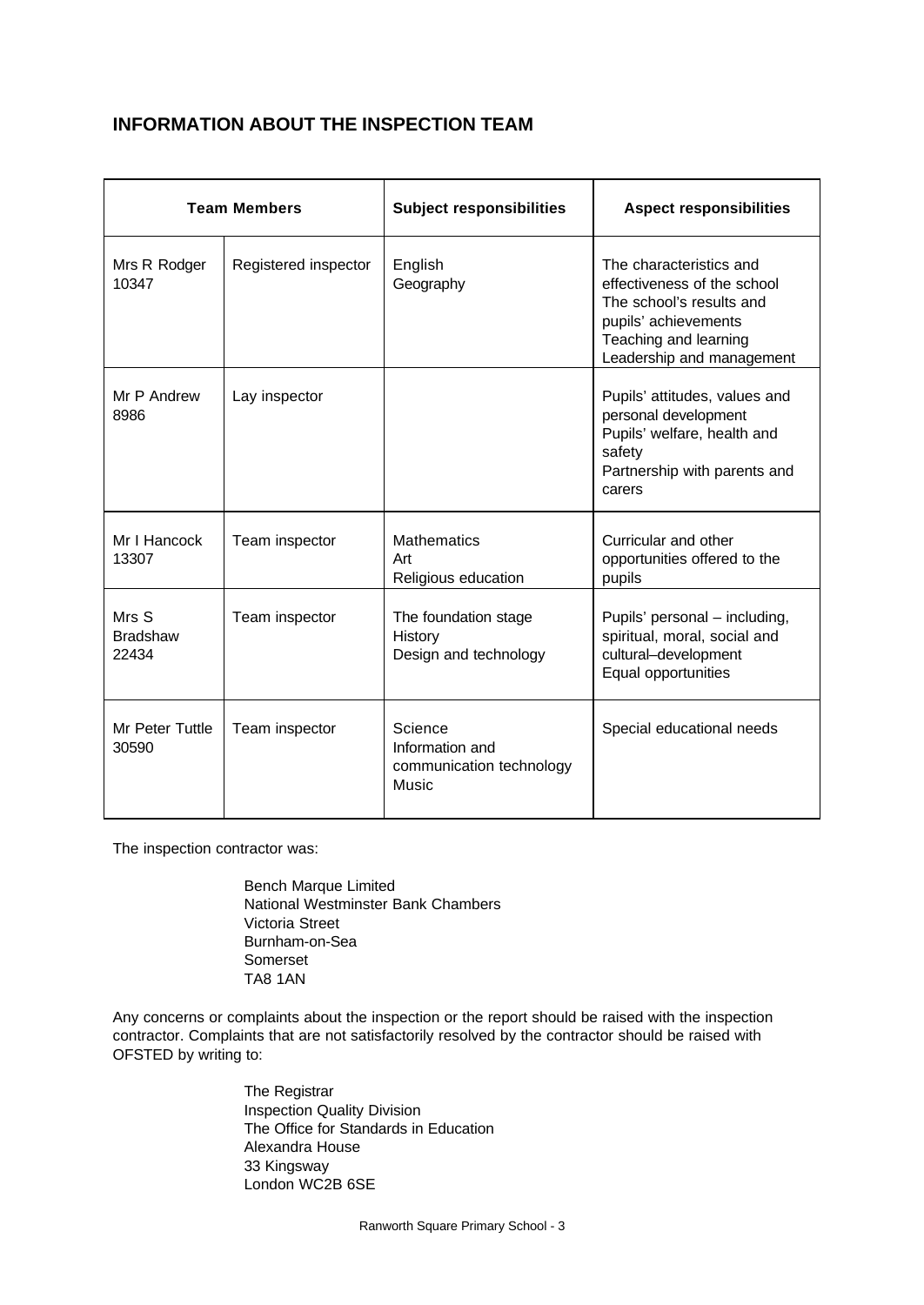## INFORMATION ABOUT THE INSPECTION TEAM

| Team Members | | Subject responsibilities | Aspect responsibilities |
|---|---|---|---|
| Mrs R Rodger 10347 | Registered inspector | English<br>Geography | The characteristics and effectiveness of the school<br>The school's results and pupils' achievements<br>Teaching and learning<br>Leadership and management |
| Mr P Andrew 8986 | Lay inspector | | Pupils' attitudes, values and personal development<br>Pupils' welfare, health and safety<br>Partnership with parents and carers |
| Mr I Hancock 13307 | Team inspector | Mathematics<br>Art<br>Religious education | Curricular and other opportunities offered to the pupils |
| Mrs S Bradshaw 22434 | Team inspector | The foundation stage<br>History<br>Design and technology | Pupils' personal – including, spiritual, moral, social and cultural–development<br>Equal opportunities |
| Mr Peter Tuttle 30590 | Team inspector | Science<br>Information and communication technology<br>Music | Special educational needs |

The inspection contractor was:

Bench Marque Limited
National Westminster Bank Chambers
Victoria Street
Burnham-on-Sea
Somerset
TA8 1AN

Any concerns or complaints about the inspection or the report should be raised with the inspection contractor. Complaints that are not satisfactorily resolved by the contractor should be raised with OFSTED by writing to:

The Registrar
Inspection Quality Division
The Office for Standards in Education
Alexandra House
33 Kingsway
London WC2B 6SE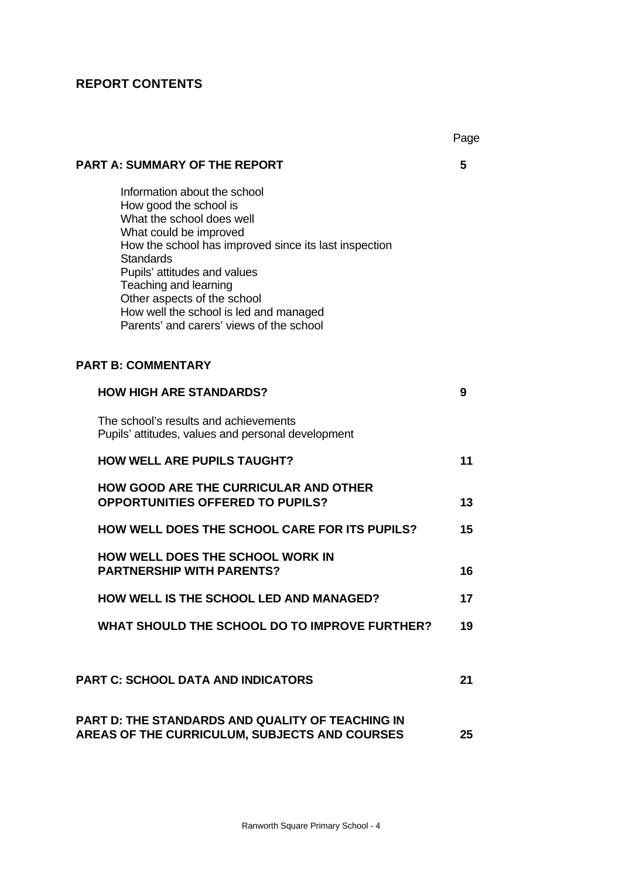## REPORT CONTENTS

| | Page |
|---|---|
| **PART A: SUMMARY OF THE REPORT** | **5** |
| Information about the school<br>How good the school is<br>What the school does well<br>What could be improved<br>How the school has improved since its last inspection<br>Standards<br>Pupils' attitudes and values<br>Teaching and learning<br>Other aspects of the school<br>How well the school is led and managed<br>Parents' and carers' views of the school | |
| **PART B: COMMENTARY** | |
| **HOW HIGH ARE STANDARDS?** | **9** |
| The school's results and achievements<br>Pupils' attitudes, values and personal development | |
| **HOW WELL ARE PUPILS TAUGHT?** | **11** |
| **HOW GOOD ARE THE CURRICULAR AND OTHER OPPORTUNITIES OFFERED TO PUPILS?** | **13** |
| **HOW WELL DOES THE SCHOOL CARE FOR ITS PUPILS?** | **15** |
| **HOW WELL DOES THE SCHOOL WORK IN PARTNERSHIP WITH PARENTS?** | **16** |
| **HOW WELL IS THE SCHOOL LED AND MANAGED?** | **17** |
| **WHAT SHOULD THE SCHOOL DO TO IMPROVE FURTHER?** | **19** |
| **PART C: SCHOOL DATA AND INDICATORS** | **21** |
| **PART D: THE STANDARDS AND QUALITY OF TEACHING IN AREAS OF THE CURRICULUM, SUBJECTS AND COURSES** | **25** |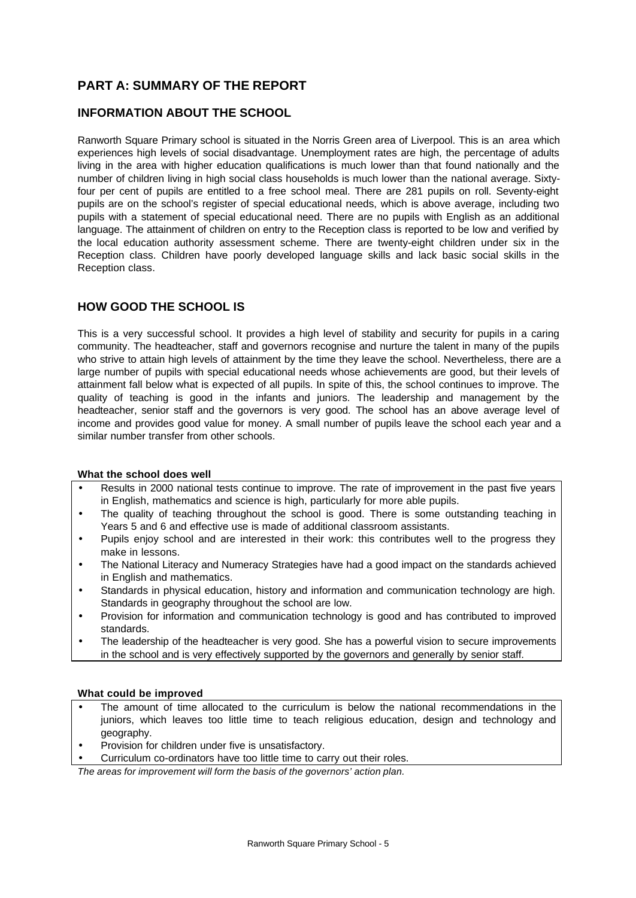# PART A: SUMMARY OF THE REPORT

## INFORMATION ABOUT THE SCHOOL

Ranworth Square Primary school is situated in the Norris Green area of Liverpool. This is an area which experiences high levels of social disadvantage. Unemployment rates are high, the percentage of adults living in the area with higher education qualifications is much lower than that found nationally and the number of children living in high social class households is much lower than the national average. Sixty-four per cent of pupils are entitled to a free school meal. There are 281 pupils on roll. Seventy-eight pupils are on the school's register of special educational needs, which is above average, including two pupils with a statement of special educational need. There are no pupils with English as an additional language. The attainment of children on entry to the Reception class is reported to be low and verified by the local education authority assessment scheme. There are twenty-eight children under six in the Reception class. Children have poorly developed language skills and lack basic social skills in the Reception class.

## HOW GOOD THE SCHOOL IS

This is a very successful school. It provides a high level of stability and security for pupils in a caring community. The headteacher, staff and governors recognise and nurture the talent in many of the pupils who strive to attain high levels of attainment by the time they leave the school. Nevertheless, there are a large number of pupils with special educational needs whose achievements are good, but their levels of attainment fall below what is expected of all pupils. In spite of this, the school continues to improve. The quality of teaching is good in the infants and juniors. The leadership and management by the headteacher, senior staff and the governors is very good. The school has an above average level of income and provides good value for money. A small number of pupils leave the school each year and a similar number transfer from other schools.

**What the school does well**

- Results in 2000 national tests continue to improve. The rate of improvement in the past five years in English, mathematics and science is high, particularly for more able pupils.
- The quality of teaching throughout the school is good. There is some outstanding teaching in Years 5 and 6 and effective use is made of additional classroom assistants.
- Pupils enjoy school and are interested in their work: this contributes well to the progress they make in lessons.
- The National Literacy and Numeracy Strategies have had a good impact on the standards achieved in English and mathematics.
- Standards in physical education, history and information and communication technology are high. Standards in geography throughout the school are low.
- Provision for information and communication technology is good and has contributed to improved standards.
- The leadership of the headteacher is very good. She has a powerful vision to secure improvements in the school and is very effectively supported by the governors and generally by senior staff.

**What could be improved**

- The amount of time allocated to the curriculum is below the national recommendations in the juniors, which leaves too little time to teach religious education, design and technology and geography.
- Provision for children under five is unsatisfactory.
- Curriculum co-ordinators have too little time to carry out their roles.

*The areas for improvement will form the basis of the governors' action plan.*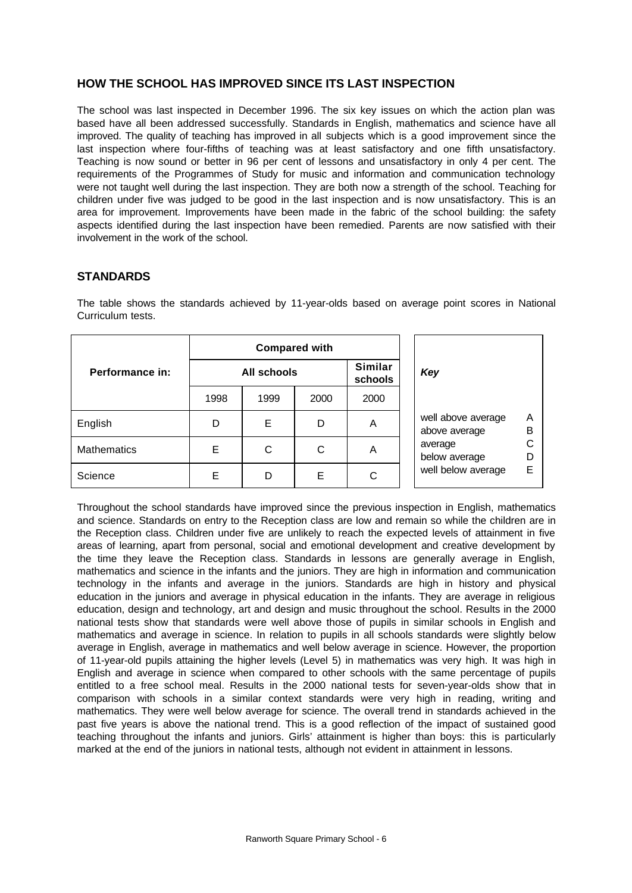## HOW THE SCHOOL HAS IMPROVED SINCE ITS LAST INSPECTION

The school was last inspected in December 1996. The six key issues on which the action plan was based have all been addressed successfully. Standards in English, mathematics and science have all improved. The quality of teaching has improved in all subjects which is a good improvement since the last inspection where four-fifths of teaching was at least satisfactory and one fifth unsatisfactory. Teaching is now sound or better in 96 per cent of lessons and unsatisfactory in only 4 per cent. The requirements of the Programmes of Study for music and information and communication technology were not taught well during the last inspection. They are both now a strength of the school. Teaching for children under five was judged to be good in the last inspection and is now unsatisfactory. This is an area for improvement. Improvements have been made in the fabric of the school building: the safety aspects identified during the last inspection have been remedied. Parents are now satisfied with their involvement in the work of the school.

## STANDARDS

The table shows the standards achieved by 11-year-olds based on average point scores in National Curriculum tests.

| Performance in: | Compared with | | | |
|---|---|---|---|---|
| | All schools | | | Similar schools |
| | 1998 | 1999 | 2000 | 2000 |
| English | D | E | D | A |
| Mathematics | E | C | C | A |
| Science | E | D | E | C |

| *Key* | |
|---|---|
| well above average | A |
| above average | B |
| average | C |
| below average | D |
| well below average | E |

Throughout the school standards have improved since the previous inspection in English, mathematics and science. Standards on entry to the Reception class are low and remain so while the children are in the Reception class. Children under five are unlikely to reach the expected levels of attainment in five areas of learning, apart from personal, social and emotional development and creative development by the time they leave the Reception class. Standards in lessons are generally average in English, mathematics and science in the infants and the juniors. They are high in information and communication technology in the infants and average in the juniors. Standards are high in history and physical education in the juniors and average in physical education in the infants. They are average in religious education, design and technology, art and design and music throughout the school. Results in the 2000 national tests show that standards were well above those of pupils in similar schools in English and mathematics and average in science. In relation to pupils in all schools standards were slightly below average in English, average in mathematics and well below average in science. However, the proportion of 11-year-old pupils attaining the higher levels (Level 5) in mathematics was very high. It was high in English and average in science when compared to other schools with the same percentage of pupils entitled to a free school meal. Results in the 2000 national tests for seven-year-olds show that in comparison with schools in a similar context standards were very high in reading, writing and mathematics. They were well below average for science. The overall trend in standards achieved in the past five years is above the national trend. This is a good reflection of the impact of sustained good teaching throughout the infants and juniors. Girls' attainment is higher than boys: this is particularly marked at the end of the juniors in national tests, although not evident in attainment in lessons.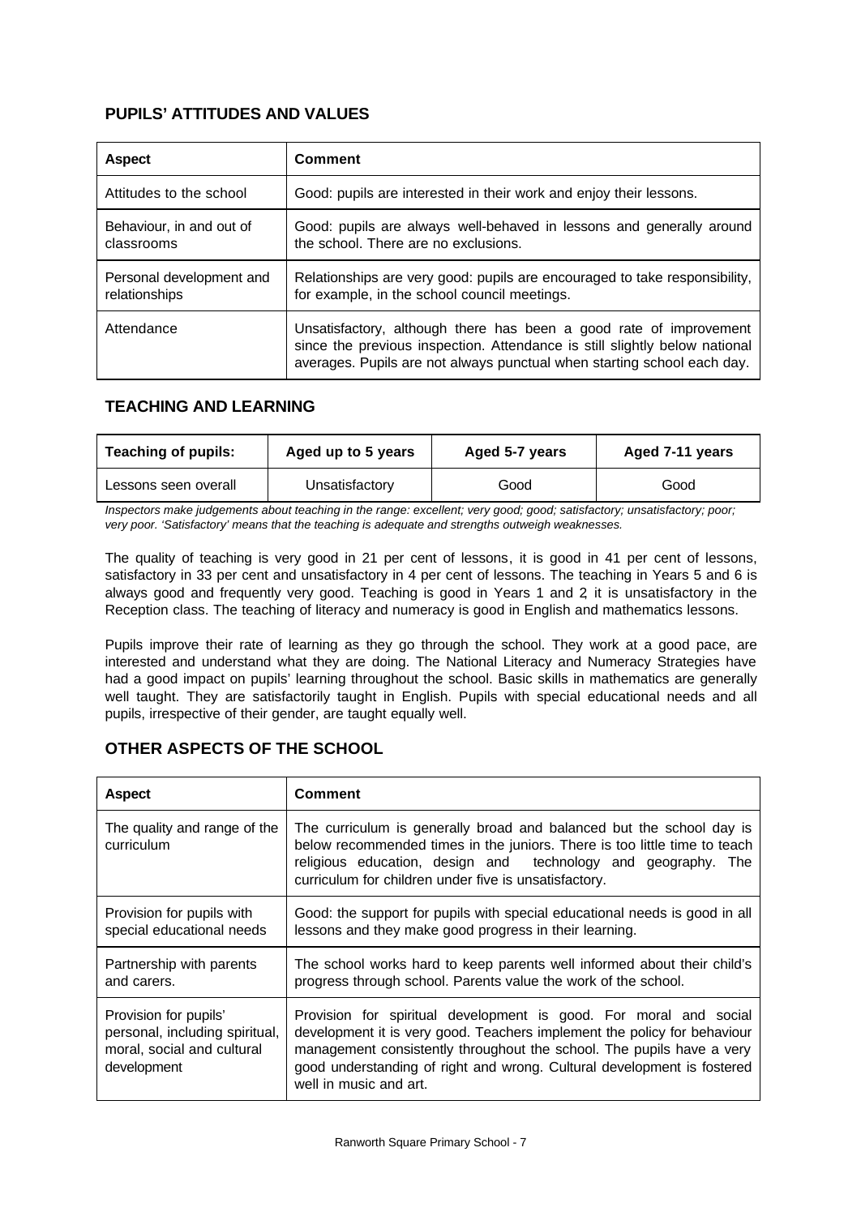## PUPILS' ATTITUDES AND VALUES

| Aspect | Comment |
|---|---|
| Attitudes to the school | Good: pupils are interested in their work and enjoy their lessons. |
| Behaviour, in and out of classrooms | Good: pupils are always well-behaved in lessons and generally around the school. There are no exclusions. |
| Personal development and relationships | Relationships are very good: pupils are encouraged to take responsibility, for example, in the school council meetings. |
| Attendance | Unsatisfactory, although there has been a good rate of improvement since the previous inspection. Attendance is still slightly below national averages. Pupils are not always punctual when starting school each day. |

## TEACHING AND LEARNING

| Teaching of pupils: | Aged up to 5 years | Aged 5-7 years | Aged 7-11 years |
|---|---|---|---|
| Lessons seen overall | Unsatisfactory | Good | Good |

*Inspectors make judgements about teaching in the range: excellent; very good; good; satisfactory; unsatisfactory; poor; very poor. 'Satisfactory' means that the teaching is adequate and strengths outweigh weaknesses.*

The quality of teaching is very good in 21 per cent of lessons, it is good in 41 per cent of lessons, satisfactory in 33 per cent and unsatisfactory in 4 per cent of lessons. The teaching in Years 5 and 6 is always good and frequently very good. Teaching is good in Years 1 and 2, it is unsatisfactory in the Reception class. The teaching of literacy and numeracy is good in English and mathematics lessons.

Pupils improve their rate of learning as they go through the school. They work at a good pace, are interested and understand what they are doing. The National Literacy and Numeracy Strategies have had a good impact on pupils' learning throughout the school. Basic skills in mathematics are generally well taught. They are satisfactorily taught in English. Pupils with special educational needs and all pupils, irrespective of their gender, are taught equally well.

## OTHER ASPECTS OF THE SCHOOL

| Aspect | Comment |
|---|---|
| The quality and range of the curriculum | The curriculum is generally broad and balanced but the school day is below recommended times in the juniors. There is too little time to teach religious education, design and technology and geography. The curriculum for children under five is unsatisfactory. |
| Provision for pupils with special educational needs | Good: the support for pupils with special educational needs is good in all lessons and they make good progress in their learning. |
| Partnership with parents and carers. | The school works hard to keep parents well informed about their child's progress through school. Parents value the work of the school. |
| Provision for pupils' personal, including spiritual, moral, social and cultural development | Provision for spiritual development is good. For moral and social development it is very good. Teachers implement the policy for behaviour management consistently throughout the school. The pupils have a very good understanding of right and wrong. Cultural development is fostered well in music and art. |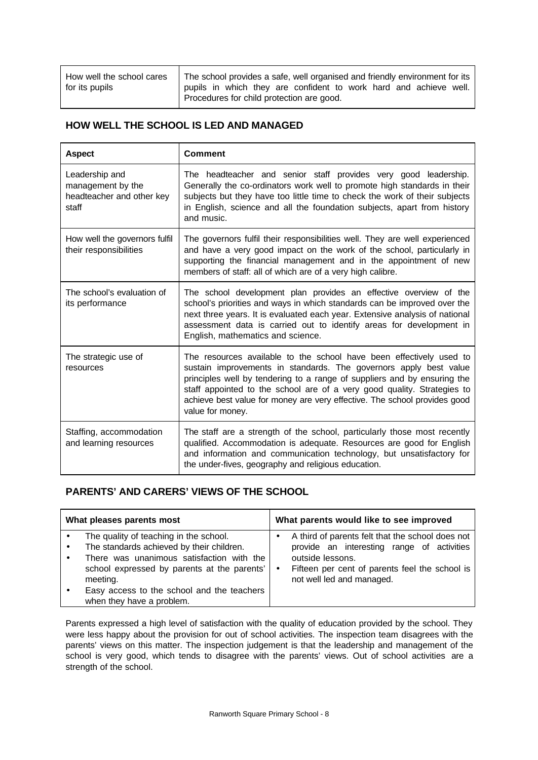| | |
|---|---|
| How well the school cares for its pupils | The school provides a safe, well organised and friendly environment for its pupils in which they are confident to work hard and achieve well. Procedures for child protection are good. |

## HOW WELL THE SCHOOL IS LED AND MANAGED

| Aspect | Comment |
|---|---|
| Leadership and management by the headteacher and other key staff | The headteacher and senior staff provides very good leadership. Generally the co-ordinators work well to promote high standards in their subjects but they have too little time to check the work of their subjects in English, science and all the foundation subjects, apart from history and music. |
| How well the governors fulfil their responsibilities | The governors fulfil their responsibilities well. They are well experienced and have a very good impact on the work of the school, particularly in supporting the financial management and in the appointment of new members of staff: all of which are of a very high calibre. |
| The school's evaluation of its performance | The school development plan provides an effective overview of the school's priorities and ways in which standards can be improved over the next three years. It is evaluated each year. Extensive analysis of national assessment data is carried out to identify areas for development in English, mathematics and science. |
| The strategic use of resources | The resources available to the school have been effectively used to sustain improvements in standards. The governors apply best value principles well by tendering to a range of suppliers and by ensuring the staff appointed to the school are of a very good quality. Strategies to achieve best value for money are very effective. The school provides good value for money. |
| Staffing, accommodation and learning resources | The staff are a strength of the school, particularly those most recently qualified. Accommodation is adequate. Resources are good for English and information and communication technology, but unsatisfactory for the under-fives, geography and religious education. |

## PARENTS' AND CARERS' VIEWS OF THE SCHOOL

| What pleases parents most | What parents would like to see improved |
|---|---|
| • The quality of teaching in the school.<br>• The standards achieved by their children.<br>• There was unanimous satisfaction with the school expressed by parents at the parents' meeting.<br>• Easy access to the school and the teachers when they have a problem. | • A third of parents felt that the school does not provide an interesting range of activities outside lessons.<br>• Fifteen per cent of parents feel the school is not well led and managed. |

Parents expressed a high level of satisfaction with the quality of education provided by the school. They were less happy about the provision for out of school activities. The inspection team disagrees with the parents' views on this matter. The inspection judgement is that the leadership and management of the school is very good, which tends to disagree with the parents' views. Out of school activities are a strength of the school.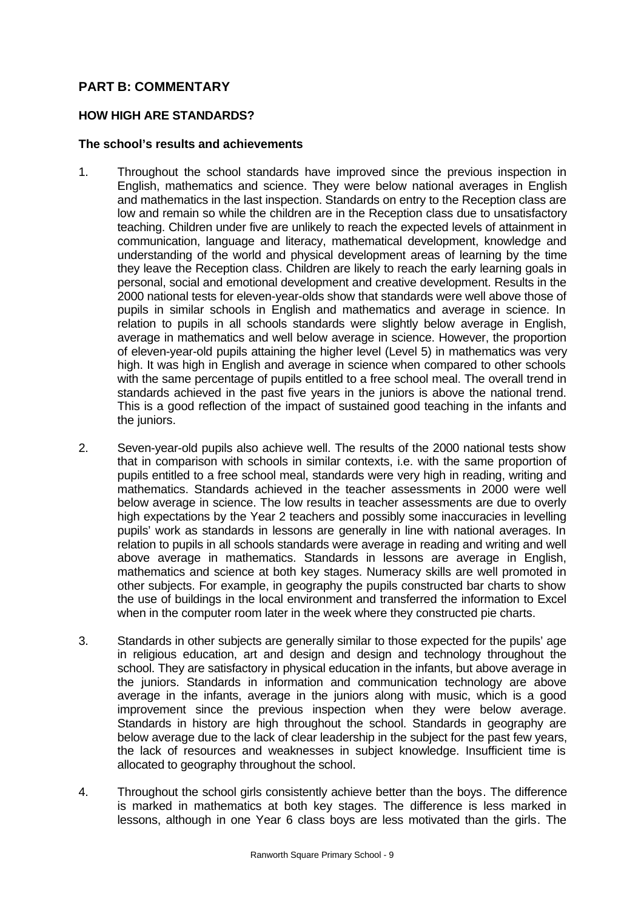## PART B: COMMENTARY

### HOW HIGH ARE STANDARDS?

#### The school's results and achievements

1. Throughout the school standards have improved since the previous inspection in English, mathematics and science. They were below national averages in English and mathematics in the last inspection. Standards on entry to the Reception class are low and remain so while the children are in the Reception class due to unsatisfactory teaching. Children under five are unlikely to reach the expected levels of attainment in communication, language and literacy, mathematical development, knowledge and understanding of the world and physical development areas of learning by the time they leave the Reception class. Children are likely to reach the early learning goals in personal, social and emotional development and creative development. Results in the 2000 national tests for eleven-year-olds show that standards were well above those of pupils in similar schools in English and mathematics and average in science. In relation to pupils in all schools standards were slightly below average in English, average in mathematics and well below average in science. However, the proportion of eleven-year-old pupils attaining the higher level (Level 5) in mathematics was very high. It was high in English and average in science when compared to other schools with the same percentage of pupils entitled to a free school meal. The overall trend in standards achieved in the past five years in the juniors is above the national trend. This is a good reflection of the impact of sustained good teaching in the infants and the juniors.

2. Seven-year-old pupils also achieve well. The results of the 2000 national tests show that in comparison with schools in similar contexts, i.e. with the same proportion of pupils entitled to a free school meal, standards were very high in reading, writing and mathematics. Standards achieved in the teacher assessments in 2000 were well below average in science. The low results in teacher assessments are due to overly high expectations by the Year 2 teachers and possibly some inaccuracies in levelling pupils' work as standards in lessons are generally in line with national averages. In relation to pupils in all schools standards were average in reading and writing and well above average in mathematics. Standards in lessons are average in English, mathematics and science at both key stages. Numeracy skills are well promoted in other subjects. For example, in geography the pupils constructed bar charts to show the use of buildings in the local environment and transferred the information to Excel when in the computer room later in the week where they constructed pie charts.

3. Standards in other subjects are generally similar to those expected for the pupils' age in religious education, art and design and design and technology throughout the school. They are satisfactory in physical education in the infants, but above average in the juniors. Standards in information and communication technology are above average in the infants, average in the juniors along with music, which is a good improvement since the previous inspection when they were below average. Standards in history are high throughout the school. Standards in geography are below average due to the lack of clear leadership in the subject for the past few years, the lack of resources and weaknesses in subject knowledge. Insufficient time is allocated to geography throughout the school.

4. Throughout the school girls consistently achieve better than the boys. The difference is marked in mathematics at both key stages. The difference is less marked in lessons, although in one Year 6 class boys are less motivated than the girls. The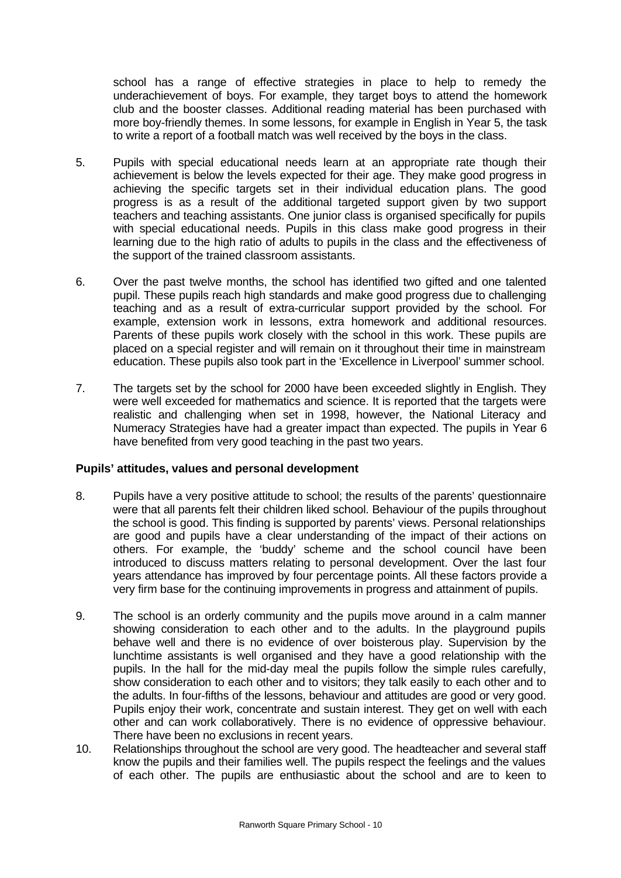school has a range of effective strategies in place to help to remedy the underachievement of boys. For example, they target boys to attend the homework club and the booster classes. Additional reading material has been purchased with more boy-friendly themes. In some lessons, for example in English in Year 5, the task to write a report of a football match was well received by the boys in the class.

5. Pupils with special educational needs learn at an appropriate rate though their achievement is below the levels expected for their age. They make good progress in achieving the specific targets set in their individual education plans. The good progress is as a result of the additional targeted support given by two support teachers and teaching assistants. One junior class is organised specifically for pupils with special educational needs. Pupils in this class make good progress in their learning due to the high ratio of adults to pupils in the class and the effectiveness of the support of the trained classroom assistants.

6. Over the past twelve months, the school has identified two gifted and one talented pupil. These pupils reach high standards and make good progress due to challenging teaching and as a result of extra-curricular support provided by the school. For example, extension work in lessons, extra homework and additional resources. Parents of these pupils work closely with the school in this work. These pupils are placed on a special register and will remain on it throughout their time in mainstream education. These pupils also took part in the 'Excellence in Liverpool' summer school.

7. The targets set by the school for 2000 have been exceeded slightly in English. They were well exceeded for mathematics and science. It is reported that the targets were realistic and challenging when set in 1998, however, the National Literacy and Numeracy Strategies have had a greater impact than expected. The pupils in Year 6 have benefited from very good teaching in the past two years.

**Pupils' attitudes, values and personal development**

8. Pupils have a very positive attitude to school; the results of the parents' questionnaire were that all parents felt their children liked school. Behaviour of the pupils throughout the school is good. This finding is supported by parents' views. Personal relationships are good and pupils have a clear understanding of the impact of their actions on others. For example, the 'buddy' scheme and the school council have been introduced to discuss matters relating to personal development. Over the last four years attendance has improved by four percentage points. All these factors provide a very firm base for the continuing improvements in progress and attainment of pupils.

9. The school is an orderly community and the pupils move around in a calm manner showing consideration to each other and to the adults. In the playground pupils behave well and there is no evidence of over boisterous play. Supervision by the lunchtime assistants is well organised and they have a good relationship with the pupils. In the hall for the mid-day meal the pupils follow the simple rules carefully, show consideration to each other and to visitors; they talk easily to each other and to the adults. In four-fifths of the lessons, behaviour and attitudes are good or very good. Pupils enjoy their work, concentrate and sustain interest. They get on well with each other and can work collaboratively. There is no evidence of oppressive behaviour. There have been no exclusions in recent years.

10. Relationships throughout the school are very good. The headteacher and several staff know the pupils and their families well. The pupils respect the feelings and the values of each other. The pupils are enthusiastic about the school and are to keen to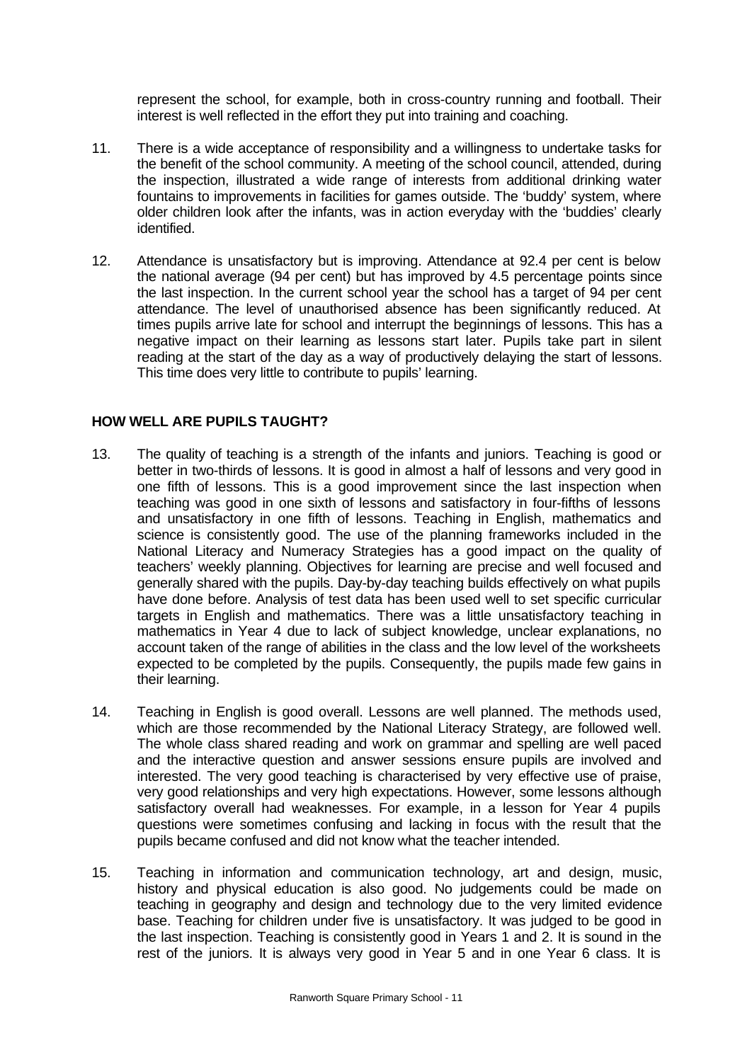represent the school, for example, both in cross-country running and football. Their interest is well reflected in the effort they put into training and coaching.

11. There is a wide acceptance of responsibility and a willingness to undertake tasks for the benefit of the school community. A meeting of the school council, attended, during the inspection, illustrated a wide range of interests from additional drinking water fountains to improvements in facilities for games outside. The 'buddy' system, where older children look after the infants, was in action everyday with the 'buddies' clearly identified.

12. Attendance is unsatisfactory but is improving. Attendance at 92.4 per cent is below the national average (94 per cent) but has improved by 4.5 percentage points since the last inspection. In the current school year the school has a target of 94 per cent attendance. The level of unauthorised absence has been significantly reduced. At times pupils arrive late for school and interrupt the beginnings of lessons. This has a negative impact on their learning as lessons start later. Pupils take part in silent reading at the start of the day as a way of productively delaying the start of lessons. This time does very little to contribute to pupils' learning.

## HOW WELL ARE PUPILS TAUGHT?

13. The quality of teaching is a strength of the infants and juniors. Teaching is good or better in two-thirds of lessons. It is good in almost a half of lessons and very good in one fifth of lessons. This is a good improvement since the last inspection when teaching was good in one sixth of lessons and satisfactory in four-fifths of lessons and unsatisfactory in one fifth of lessons. Teaching in English, mathematics and science is consistently good. The use of the planning frameworks included in the National Literacy and Numeracy Strategies has a good impact on the quality of teachers' weekly planning. Objectives for learning are precise and well focused and generally shared with the pupils. Day-by-day teaching builds effectively on what pupils have done before. Analysis of test data has been used well to set specific curricular targets in English and mathematics. There was a little unsatisfactory teaching in mathematics in Year 4 due to lack of subject knowledge, unclear explanations, no account taken of the range of abilities in the class and the low level of the worksheets expected to be completed by the pupils. Consequently, the pupils made few gains in their learning.

14. Teaching in English is good overall. Lessons are well planned. The methods used, which are those recommended by the National Literacy Strategy, are followed well. The whole class shared reading and work on grammar and spelling are well paced and the interactive question and answer sessions ensure pupils are involved and interested. The very good teaching is characterised by very effective use of praise, very good relationships and very high expectations. However, some lessons although satisfactory overall had weaknesses. For example, in a lesson for Year 4 pupils questions were sometimes confusing and lacking in focus with the result that the pupils became confused and did not know what the teacher intended.

15. Teaching in information and communication technology, art and design, music, history and physical education is also good. No judgements could be made on teaching in geography and design and technology due to the very limited evidence base. Teaching for children under five is unsatisfactory. It was judged to be good in the last inspection. Teaching is consistently good in Years 1 and 2. It is sound in the rest of the juniors. It is always very good in Year 5 and in one Year 6 class. It is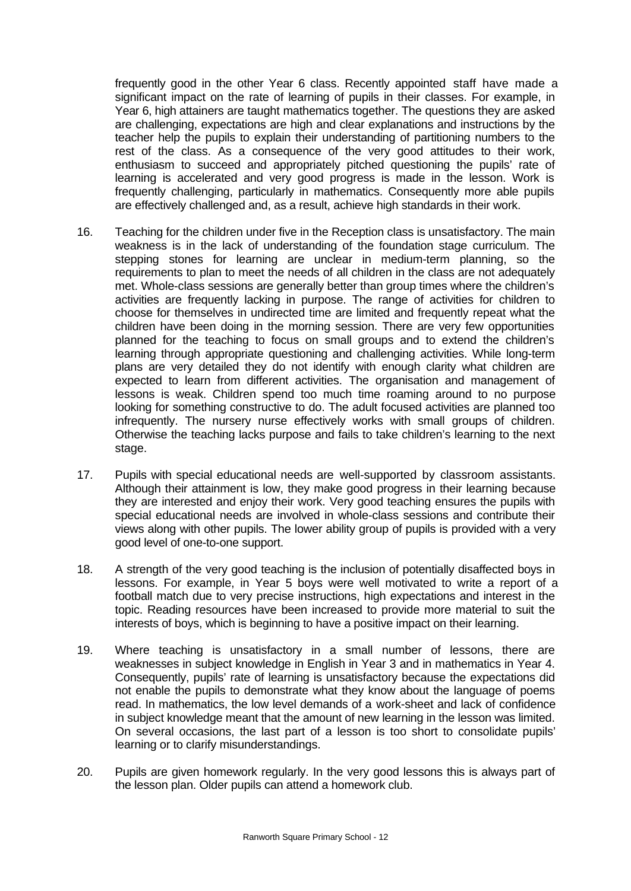frequently good in the other Year 6 class. Recently appointed staff have made a significant impact on the rate of learning of pupils in their classes. For example, in Year 6, high attainers are taught mathematics together. The questions they are asked are challenging, expectations are high and clear explanations and instructions by the teacher help the pupils to explain their understanding of partitioning numbers to the rest of the class. As a consequence of the very good attitudes to their work, enthusiasm to succeed and appropriately pitched questioning the pupils' rate of learning is accelerated and very good progress is made in the lesson. Work is frequently challenging, particularly in mathematics. Consequently more able pupils are effectively challenged and, as a result, achieve high standards in their work.

16. Teaching for the children under five in the Reception class is unsatisfactory. The main weakness is in the lack of understanding of the foundation stage curriculum. The stepping stones for learning are unclear in medium-term planning, so the requirements to plan to meet the needs of all children in the class are not adequately met. Whole-class sessions are generally better than group times where the children's activities are frequently lacking in purpose. The range of activities for children to choose for themselves in undirected time are limited and frequently repeat what the children have been doing in the morning session. There are very few opportunities planned for the teaching to focus on small groups and to extend the children's learning through appropriate questioning and challenging activities. While long-term plans are very detailed they do not identify with enough clarity what children are expected to learn from different activities. The organisation and management of lessons is weak. Children spend too much time roaming around to no purpose looking for something constructive to do. The adult focused activities are planned too infrequently. The nursery nurse effectively works with small groups of children. Otherwise the teaching lacks purpose and fails to take children's learning to the next stage.

17. Pupils with special educational needs are well-supported by classroom assistants. Although their attainment is low, they make good progress in their learning because they are interested and enjoy their work. Very good teaching ensures the pupils with special educational needs are involved in whole-class sessions and contribute their views along with other pupils. The lower ability group of pupils is provided with a very good level of one-to-one support.

18. A strength of the very good teaching is the inclusion of potentially disaffected boys in lessons. For example, in Year 5 boys were well motivated to write a report of a football match due to very precise instructions, high expectations and interest in the topic. Reading resources have been increased to provide more material to suit the interests of boys, which is beginning to have a positive impact on their learning.

19. Where teaching is unsatisfactory in a small number of lessons, there are weaknesses in subject knowledge in English in Year 3 and in mathematics in Year 4. Consequently, pupils' rate of learning is unsatisfactory because the expectations did not enable the pupils to demonstrate what they know about the language of poems read. In mathematics, the low level demands of a work-sheet and lack of confidence in subject knowledge meant that the amount of new learning in the lesson was limited. On several occasions, the last part of a lesson is too short to consolidate pupils' learning or to clarify misunderstandings.

20. Pupils are given homework regularly. In the very good lessons this is always part of the lesson plan. Older pupils can attend a homework club.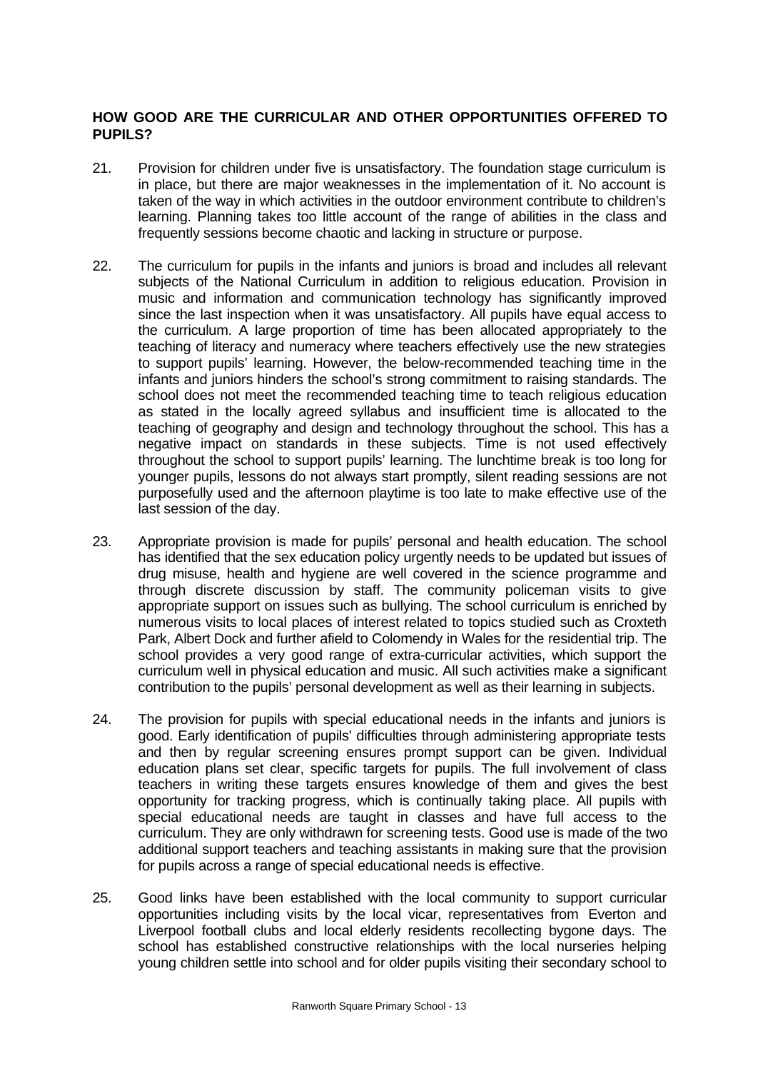## HOW GOOD ARE THE CURRICULAR AND OTHER OPPORTUNITIES OFFERED TO PUPILS?

21. Provision for children under five is unsatisfactory. The foundation stage curriculum is in place, but there are major weaknesses in the implementation of it. No account is taken of the way in which activities in the outdoor environment contribute to children's learning. Planning takes too little account of the range of abilities in the class and frequently sessions become chaotic and lacking in structure or purpose.

22. The curriculum for pupils in the infants and juniors is broad and includes all relevant subjects of the National Curriculum in addition to religious education. Provision in music and information and communication technology has significantly improved since the last inspection when it was unsatisfactory. All pupils have equal access to the curriculum. A large proportion of time has been allocated appropriately to the teaching of literacy and numeracy where teachers effectively use the new strategies to support pupils' learning. However, the below-recommended teaching time in the infants and juniors hinders the school's strong commitment to raising standards. The school does not meet the recommended teaching time to teach religious education as stated in the locally agreed syllabus and insufficient time is allocated to the teaching of geography and design and technology throughout the school. This has a negative impact on standards in these subjects. Time is not used effectively throughout the school to support pupils' learning. The lunchtime break is too long for younger pupils, lessons do not always start promptly, silent reading sessions are not purposefully used and the afternoon playtime is too late to make effective use of the last session of the day.

23. Appropriate provision is made for pupils' personal and health education. The school has identified that the sex education policy urgently needs to be updated but issues of drug misuse, health and hygiene are well covered in the science programme and through discrete discussion by staff. The community policeman visits to give appropriate support on issues such as bullying. The school curriculum is enriched by numerous visits to local places of interest related to topics studied such as Croxteth Park, Albert Dock and further afield to Colomendy in Wales for the residential trip. The school provides a very good range of extra-curricular activities, which support the curriculum well in physical education and music. All such activities make a significant contribution to the pupils' personal development as well as their learning in subjects.

24. The provision for pupils with special educational needs in the infants and juniors is good. Early identification of pupils' difficulties through administering appropriate tests and then by regular screening ensures prompt support can be given. Individual education plans set clear, specific targets for pupils. The full involvement of class teachers in writing these targets ensures knowledge of them and gives the best opportunity for tracking progress, which is continually taking place. All pupils with special educational needs are taught in classes and have full access to the curriculum. They are only withdrawn for screening tests. Good use is made of the two additional support teachers and teaching assistants in making sure that the provision for pupils across a range of special educational needs is effective.

25. Good links have been established with the local community to support curricular opportunities including visits by the local vicar, representatives from Everton and Liverpool football clubs and local elderly residents recollecting bygone days. The school has established constructive relationships with the local nurseries helping young children settle into school and for older pupils visiting their secondary school to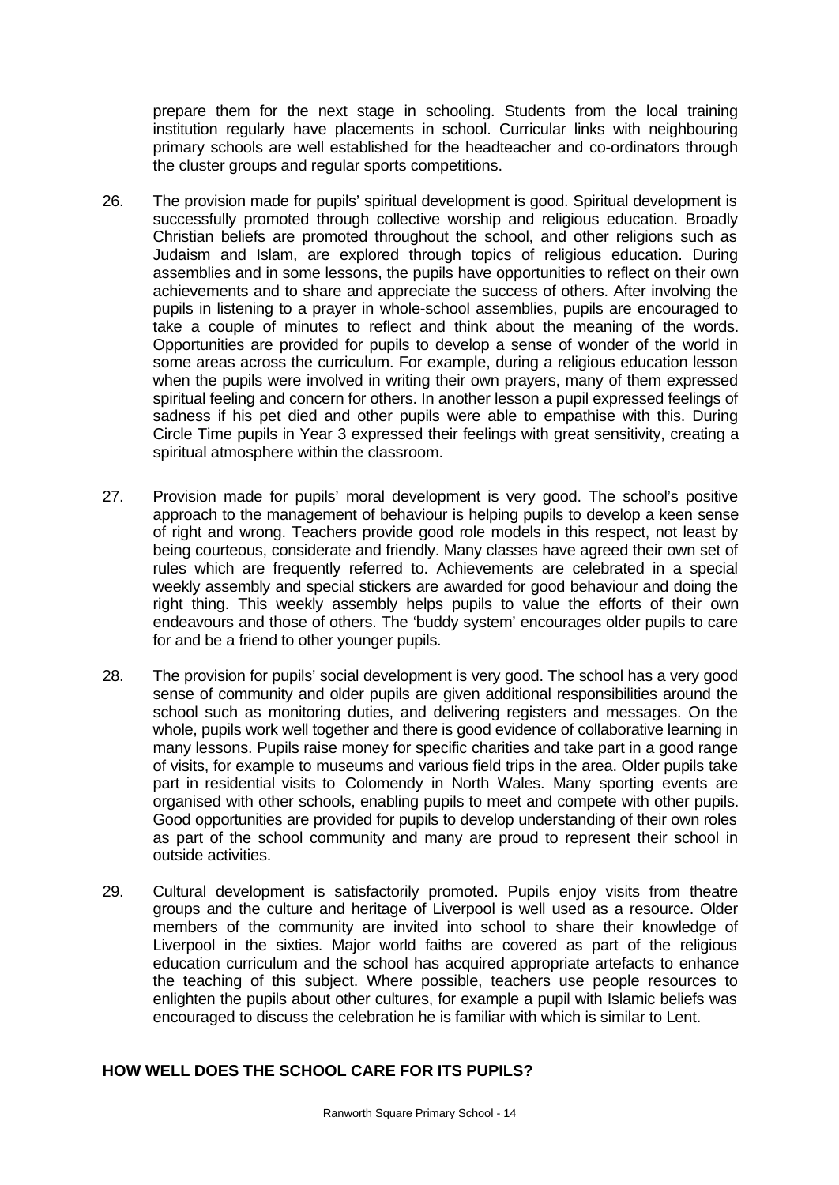prepare them for the next stage in schooling. Students from the local training institution regularly have placements in school. Curricular links with neighbouring primary schools are well established for the headteacher and co-ordinators through the cluster groups and regular sports competitions.

26. The provision made for pupils' spiritual development is good. Spiritual development is successfully promoted through collective worship and religious education. Broadly Christian beliefs are promoted throughout the school, and other religions such as Judaism and Islam, are explored through topics of religious education. During assemblies and in some lessons, the pupils have opportunities to reflect on their own achievements and to share and appreciate the success of others. After involving the pupils in listening to a prayer in whole-school assemblies, pupils are encouraged to take a couple of minutes to reflect and think about the meaning of the words. Opportunities are provided for pupils to develop a sense of wonder of the world in some areas across the curriculum. For example, during a religious education lesson when the pupils were involved in writing their own prayers, many of them expressed spiritual feeling and concern for others. In another lesson a pupil expressed feelings of sadness if his pet died and other pupils were able to empathise with this. During Circle Time pupils in Year 3 expressed their feelings with great sensitivity, creating a spiritual atmosphere within the classroom.

27. Provision made for pupils' moral development is very good. The school's positive approach to the management of behaviour is helping pupils to develop a keen sense of right and wrong. Teachers provide good role models in this respect, not least by being courteous, considerate and friendly. Many classes have agreed their own set of rules which are frequently referred to. Achievements are celebrated in a special weekly assembly and special stickers are awarded for good behaviour and doing the right thing. This weekly assembly helps pupils to value the efforts of their own endeavours and those of others. The 'buddy system' encourages older pupils to care for and be a friend to other younger pupils.

28. The provision for pupils' social development is very good. The school has a very good sense of community and older pupils are given additional responsibilities around the school such as monitoring duties, and delivering registers and messages. On the whole, pupils work well together and there is good evidence of collaborative learning in many lessons. Pupils raise money for specific charities and take part in a good range of visits, for example to museums and various field trips in the area. Older pupils take part in residential visits to Colomendy in North Wales. Many sporting events are organised with other schools, enabling pupils to meet and compete with other pupils. Good opportunities are provided for pupils to develop understanding of their own roles as part of the school community and many are proud to represent their school in outside activities.

29. Cultural development is satisfactorily promoted. Pupils enjoy visits from theatre groups and the culture and heritage of Liverpool is well used as a resource. Older members of the community are invited into school to share their knowledge of Liverpool in the sixties. Major world faiths are covered as part of the religious education curriculum and the school has acquired appropriate artefacts to enhance the teaching of this subject. Where possible, teachers use people resources to enlighten the pupils about other cultures, for example a pupil with Islamic beliefs was encouraged to discuss the celebration he is familiar with which is similar to Lent.

## HOW WELL DOES THE SCHOOL CARE FOR ITS PUPILS?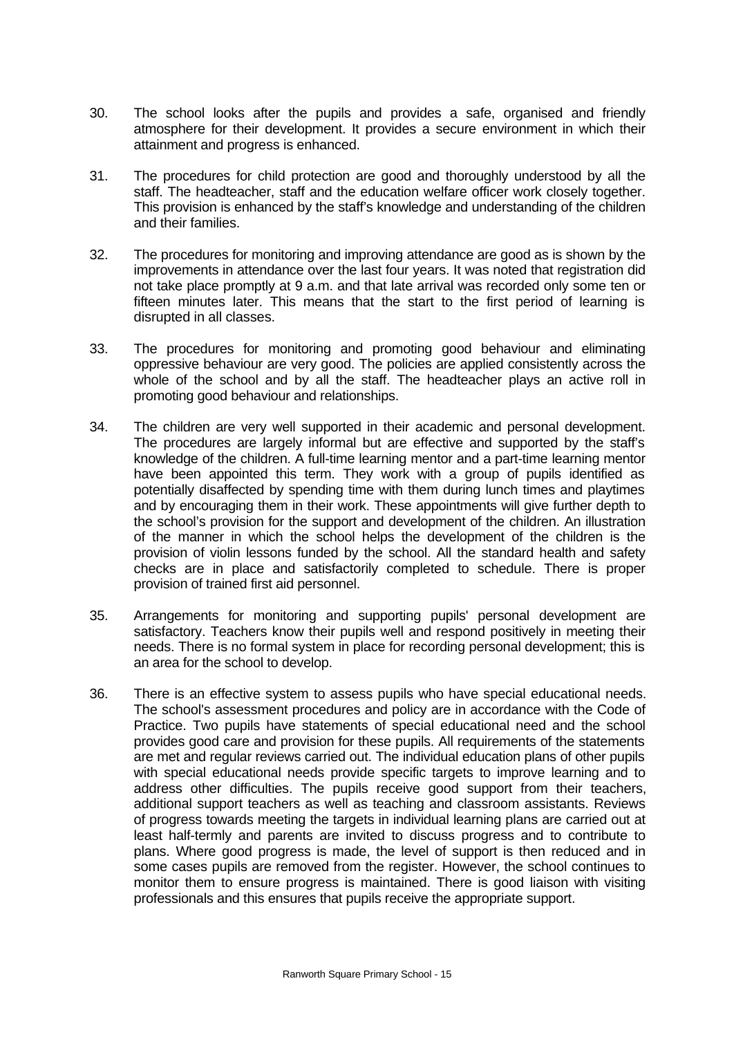30. The school looks after the pupils and provides a safe, organised and friendly atmosphere for their development. It provides a secure environment in which their attainment and progress is enhanced.

31. The procedures for child protection are good and thoroughly understood by all the staff. The headteacher, staff and the education welfare officer work closely together. This provision is enhanced by the staff's knowledge and understanding of the children and their families.

32. The procedures for monitoring and improving attendance are good as is shown by the improvements in attendance over the last four years. It was noted that registration did not take place promptly at 9 a.m. and that late arrival was recorded only some ten or fifteen minutes later. This means that the start to the first period of learning is disrupted in all classes.

33. The procedures for monitoring and promoting good behaviour and eliminating oppressive behaviour are very good. The policies are applied consistently across the whole of the school and by all the staff. The headteacher plays an active roll in promoting good behaviour and relationships.

34. The children are very well supported in their academic and personal development. The procedures are largely informal but are effective and supported by the staff's knowledge of the children. A full-time learning mentor and a part-time learning mentor have been appointed this term. They work with a group of pupils identified as potentially disaffected by spending time with them during lunch times and playtimes and by encouraging them in their work. These appointments will give further depth to the school's provision for the support and development of the children. An illustration of the manner in which the school helps the development of the children is the provision of violin lessons funded by the school. All the standard health and safety checks are in place and satisfactorily completed to schedule. There is proper provision of trained first aid personnel.

35. Arrangements for monitoring and supporting pupils' personal development are satisfactory. Teachers know their pupils well and respond positively in meeting their needs. There is no formal system in place for recording personal development; this is an area for the school to develop.

36. There is an effective system to assess pupils who have special educational needs. The school's assessment procedures and policy are in accordance with the Code of Practice. Two pupils have statements of special educational need and the school provides good care and provision for these pupils. All requirements of the statements are met and regular reviews carried out. The individual education plans of other pupils with special educational needs provide specific targets to improve learning and to address other difficulties. The pupils receive good support from their teachers, additional support teachers as well as teaching and classroom assistants. Reviews of progress towards meeting the targets in individual learning plans are carried out at least half-termly and parents are invited to discuss progress and to contribute to plans. Where good progress is made, the level of support is then reduced and in some cases pupils are removed from the register. However, the school continues to monitor them to ensure progress is maintained. There is good liaison with visiting professionals and this ensures that pupils receive the appropriate support.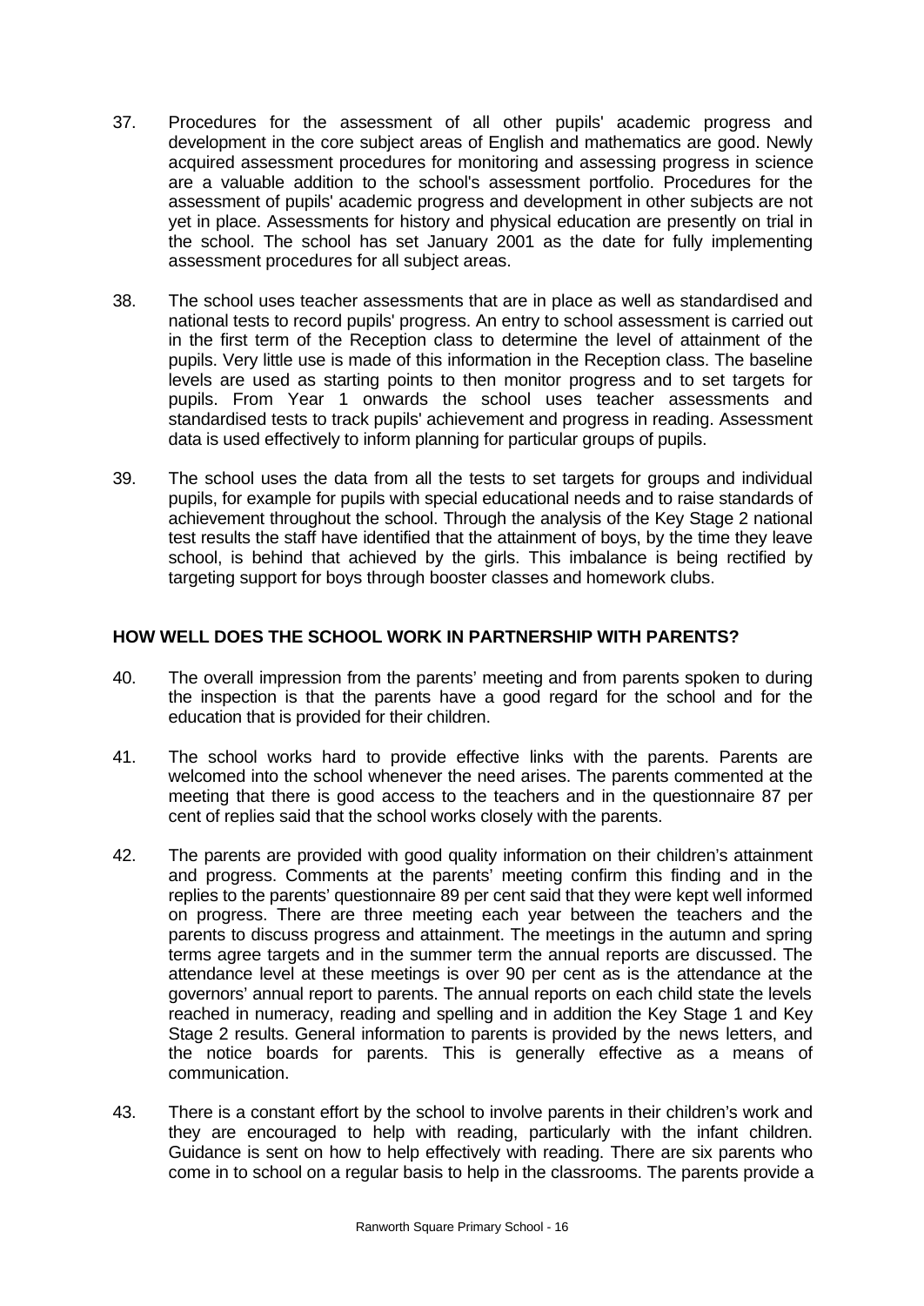37. Procedures for the assessment of all other pupils' academic progress and development in the core subject areas of English and mathematics are good. Newly acquired assessment procedures for monitoring and assessing progress in science are a valuable addition to the school's assessment portfolio. Procedures for the assessment of pupils' academic progress and development in other subjects are not yet in place. Assessments for history and physical education are presently on trial in the school. The school has set January 2001 as the date for fully implementing assessment procedures for all subject areas.

38. The school uses teacher assessments that are in place as well as standardised and national tests to record pupils' progress. An entry to school assessment is carried out in the first term of the Reception class to determine the level of attainment of the pupils. Very little use is made of this information in the Reception class. The baseline levels are used as starting points to then monitor progress and to set targets for pupils. From Year 1 onwards the school uses teacher assessments and standardised tests to track pupils' achievement and progress in reading. Assessment data is used effectively to inform planning for particular groups of pupils.

39. The school uses the data from all the tests to set targets for groups and individual pupils, for example for pupils with special educational needs and to raise standards of achievement throughout the school. Through the analysis of the Key Stage 2 national test results the staff have identified that the attainment of boys, by the time they leave school, is behind that achieved by the girls. This imbalance is being rectified by targeting support for boys through booster classes and homework clubs.

## HOW WELL DOES THE SCHOOL WORK IN PARTNERSHIP WITH PARENTS?

40. The overall impression from the parents' meeting and from parents spoken to during the inspection is that the parents have a good regard for the school and for the education that is provided for their children.

41. The school works hard to provide effective links with the parents. Parents are welcomed into the school whenever the need arises. The parents commented at the meeting that there is good access to the teachers and in the questionnaire 87 per cent of replies said that the school works closely with the parents.

42. The parents are provided with good quality information on their children's attainment and progress. Comments at the parents' meeting confirm this finding and in the replies to the parents' questionnaire 89 per cent said that they were kept well informed on progress. There are three meeting each year between the teachers and the parents to discuss progress and attainment. The meetings in the autumn and spring terms agree targets and in the summer term the annual reports are discussed. The attendance level at these meetings is over 90 per cent as is the attendance at the governors' annual report to parents. The annual reports on each child state the levels reached in numeracy, reading and spelling and in addition the Key Stage 1 and Key Stage 2 results. General information to parents is provided by the news letters, and the notice boards for parents. This is generally effective as a means of communication.

43. There is a constant effort by the school to involve parents in their children's work and they are encouraged to help with reading, particularly with the infant children. Guidance is sent on how to help effectively with reading. There are six parents who come in to school on a regular basis to help in the classrooms. The parents provide a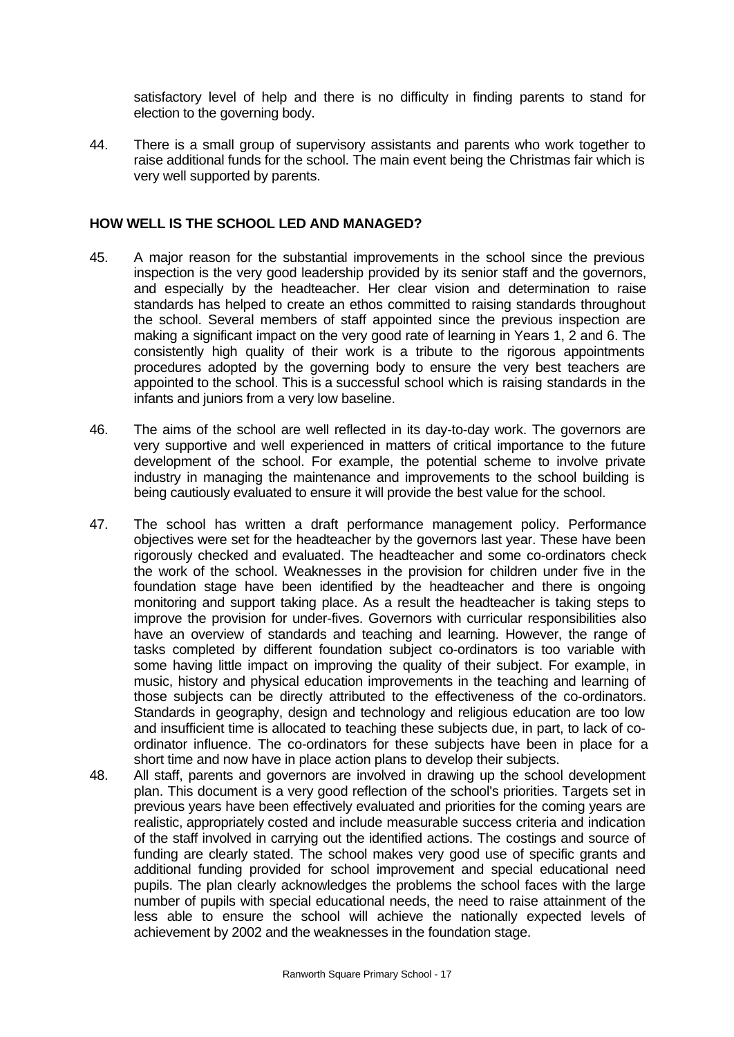satisfactory level of help and there is no difficulty in finding parents to stand for election to the governing body.

44. There is a small group of supervisory assistants and parents who work together to raise additional funds for the school. The main event being the Christmas fair which is very well supported by parents.

## HOW WELL IS THE SCHOOL LED AND MANAGED?

45. A major reason for the substantial improvements in the school since the previous inspection is the very good leadership provided by its senior staff and the governors, and especially by the headteacher. Her clear vision and determination to raise standards has helped to create an ethos committed to raising standards throughout the school. Several members of staff appointed since the previous inspection are making a significant impact on the very good rate of learning in Years 1, 2 and 6. The consistently high quality of their work is a tribute to the rigorous appointments procedures adopted by the governing body to ensure the very best teachers are appointed to the school. This is a successful school which is raising standards in the infants and juniors from a very low baseline.

46. The aims of the school are well reflected in its day-to-day work. The governors are very supportive and well experienced in matters of critical importance to the future development of the school. For example, the potential scheme to involve private industry in managing the maintenance and improvements to the school building is being cautiously evaluated to ensure it will provide the best value for the school.

47. The school has written a draft performance management policy. Performance objectives were set for the headteacher by the governors last year. These have been rigorously checked and evaluated. The headteacher and some co-ordinators check the work of the school. Weaknesses in the provision for children under five in the foundation stage have been identified by the headteacher and there is ongoing monitoring and support taking place. As a result the headteacher is taking steps to improve the provision for under-fives. Governors with curricular responsibilities also have an overview of standards and teaching and learning. However, the range of tasks completed by different foundation subject co-ordinators is too variable with some having little impact on improving the quality of their subject. For example, in music, history and physical education improvements in the teaching and learning of those subjects can be directly attributed to the effectiveness of the co-ordinators. Standards in geography, design and technology and religious education are too low and insufficient time is allocated to teaching these subjects due, in part, to lack of co-ordinator influence. The co-ordinators for these subjects have been in place for a short time and now have in place action plans to develop their subjects.

48. All staff, parents and governors are involved in drawing up the school development plan. This document is a very good reflection of the school's priorities. Targets set in previous years have been effectively evaluated and priorities for the coming years are realistic, appropriately costed and include measurable success criteria and indication of the staff involved in carrying out the identified actions. The costings and source of funding are clearly stated. The school makes very good use of specific grants and additional funding provided for school improvement and special educational need pupils. The plan clearly acknowledges the problems the school faces with the large number of pupils with special educational needs, the need to raise attainment of the less able to ensure the school will achieve the nationally expected levels of achievement by 2002 and the weaknesses in the foundation stage.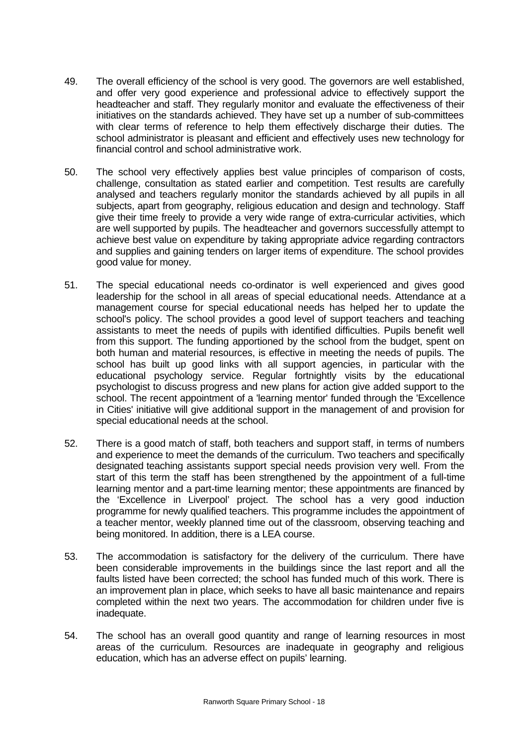49. The overall efficiency of the school is very good. The governors are well established, and offer very good experience and professional advice to effectively support the headteacher and staff. They regularly monitor and evaluate the effectiveness of their initiatives on the standards achieved. They have set up a number of sub-committees with clear terms of reference to help them effectively discharge their duties. The school administrator is pleasant and efficient and effectively uses new technology for financial control and school administrative work.

50. The school very effectively applies best value principles of comparison of costs, challenge, consultation as stated earlier and competition. Test results are carefully analysed and teachers regularly monitor the standards achieved by all pupils in all subjects, apart from geography, religious education and design and technology. Staff give their time freely to provide a very wide range of extra-curricular activities, which are well supported by pupils. The headteacher and governors successfully attempt to achieve best value on expenditure by taking appropriate advice regarding contractors and supplies and gaining tenders on larger items of expenditure. The school provides good value for money.

51. The special educational needs co-ordinator is well experienced and gives good leadership for the school in all areas of special educational needs. Attendance at a management course for special educational needs has helped her to update the school's policy. The school provides a good level of support teachers and teaching assistants to meet the needs of pupils with identified difficulties. Pupils benefit well from this support. The funding apportioned by the school from the budget, spent on both human and material resources, is effective in meeting the needs of pupils. The school has built up good links with all support agencies, in particular with the educational psychology service. Regular fortnightly visits by the educational psychologist to discuss progress and new plans for action give added support to the school. The recent appointment of a 'learning mentor' funded through the 'Excellence in Cities' initiative will give additional support in the management of and provision for special educational needs at the school.

52. There is a good match of staff, both teachers and support staff, in terms of numbers and experience to meet the demands of the curriculum. Two teachers and specifically designated teaching assistants support special needs provision very well. From the start of this term the staff has been strengthened by the appointment of a full-time learning mentor and a part-time learning mentor; these appointments are financed by the 'Excellence in Liverpool' project. The school has a very good induction programme for newly qualified teachers. This programme includes the appointment of a teacher mentor, weekly planned time out of the classroom, observing teaching and being monitored. In addition, there is a LEA course.

53. The accommodation is satisfactory for the delivery of the curriculum. There have been considerable improvements in the buildings since the last report and all the faults listed have been corrected; the school has funded much of this work. There is an improvement plan in place, which seeks to have all basic maintenance and repairs completed within the next two years. The accommodation for children under five is inadequate.

54. The school has an overall good quantity and range of learning resources in most areas of the curriculum. Resources are inadequate in geography and religious education, which has an adverse effect on pupils' learning.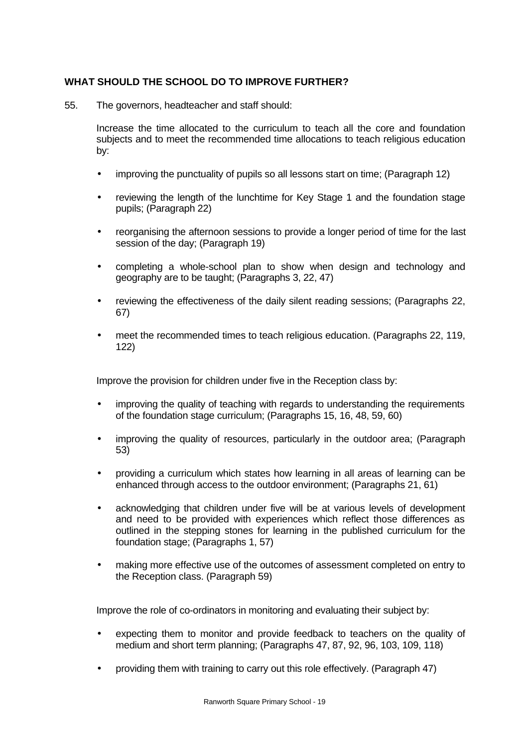## WHAT SHOULD THE SCHOOL DO TO IMPROVE FURTHER?

55. The governors, headteacher and staff should:

Increase the time allocated to the curriculum to teach all the core and foundation subjects and to meet the recommended time allocations to teach religious education by:

- improving the punctuality of pupils so all lessons start on time; (Paragraph 12)
- reviewing the length of the lunchtime for Key Stage 1 and the foundation stage pupils; (Paragraph 22)
- reorganising the afternoon sessions to provide a longer period of time for the last session of the day; (Paragraph 19)
- completing a whole-school plan to show when design and technology and geography are to be taught; (Paragraphs 3, 22, 47)
- reviewing the effectiveness of the daily silent reading sessions; (Paragraphs 22, 67)
- meet the recommended times to teach religious education. (Paragraphs 22, 119, 122)

Improve the provision for children under five in the Reception class by:

- improving the quality of teaching with regards to understanding the requirements of the foundation stage curriculum; (Paragraphs 15, 16, 48, 59, 60)
- improving the quality of resources, particularly in the outdoor area; (Paragraph 53)
- providing a curriculum which states how learning in all areas of learning can be enhanced through access to the outdoor environment; (Paragraphs 21, 61)
- acknowledging that children under five will be at various levels of development and need to be provided with experiences which reflect those differences as outlined in the stepping stones for learning in the published curriculum for the foundation stage; (Paragraphs 1, 57)
- making more effective use of the outcomes of assessment completed on entry to the Reception class. (Paragraph 59)

Improve the role of co-ordinators in monitoring and evaluating their subject by:

- expecting them to monitor and provide feedback to teachers on the quality of medium and short term planning; (Paragraphs 47, 87, 92, 96, 103, 109, 118)
- providing them with training to carry out this role effectively. (Paragraph 47)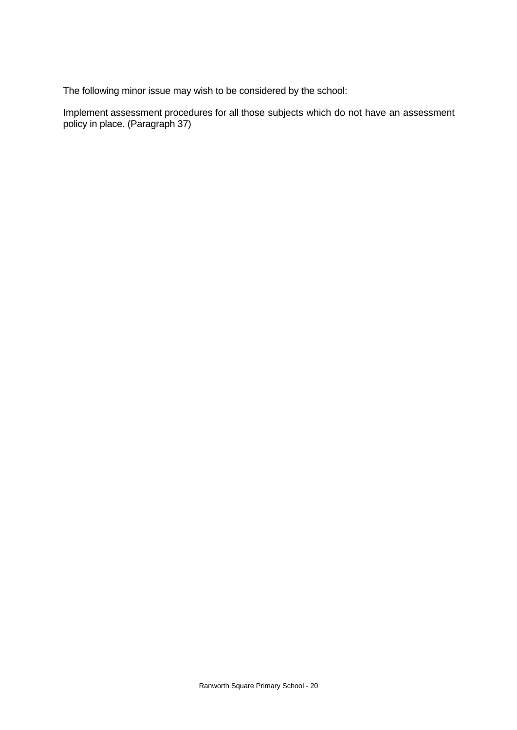The following minor issue may wish to be considered by the school:

Implement assessment procedures for all those subjects which do not have an assessment policy in place. (Paragraph 37)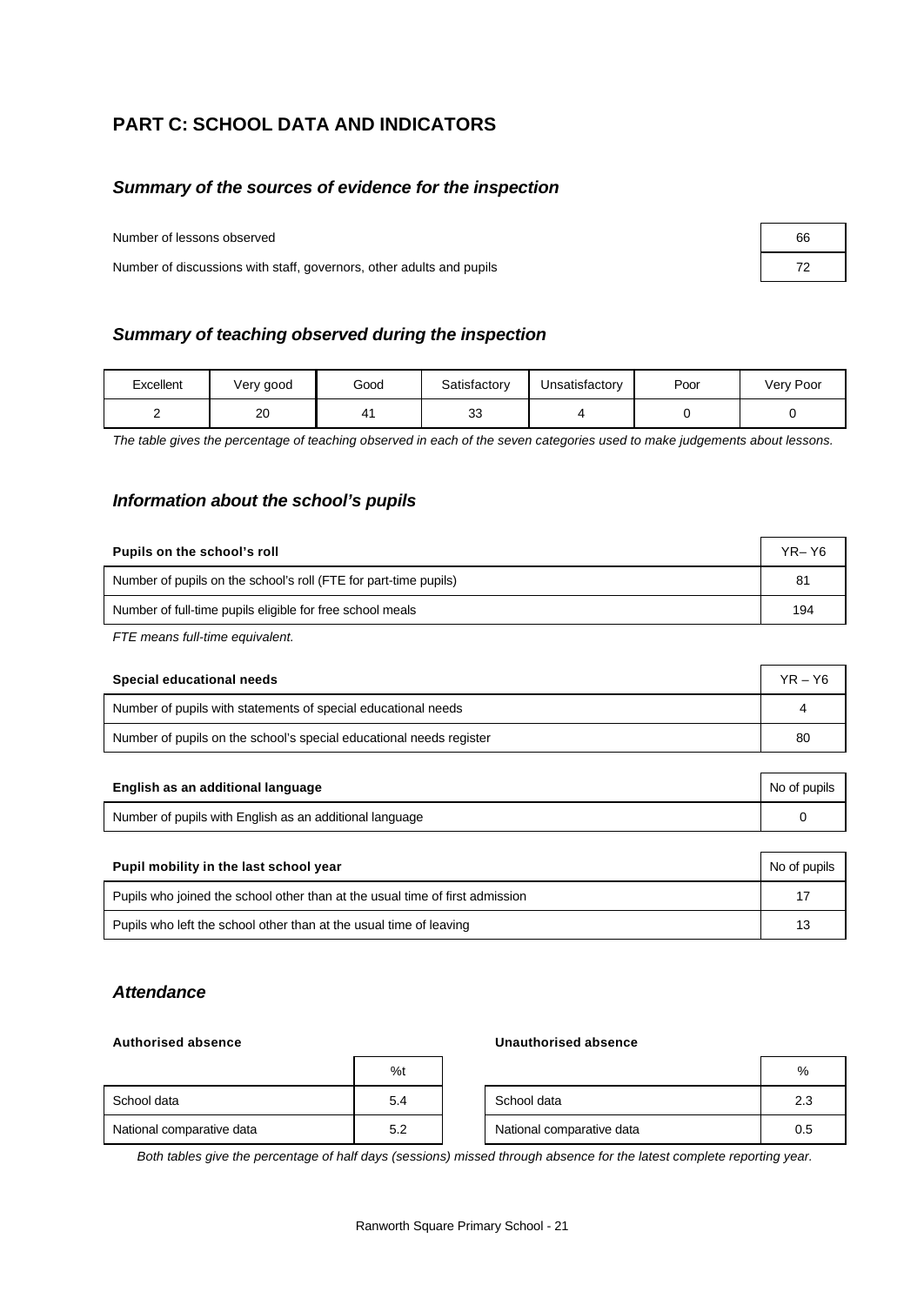## PART C: SCHOOL DATA AND INDICATORS

### *Summary of the sources of evidence for the inspection*

| | |
|---|---|
| Number of lessons observed | 66 |
| Number of discussions with staff, governors, other adults and pupils | 72 |

### *Summary of teaching observed during the inspection*

| Excellent | Very good | Good | Satisfactory | Unsatisfactory | Poor | Very Poor |
|---|---|---|---|---|---|---|
| 2 | 20 | 41 | 33 | 4 | 0 | 0 |

*The table gives the percentage of teaching observed in each of the seven categories used to make judgements about lessons.*

### *Information about the school's pupils*

| Pupils on the school's roll | YR– Y6 |
|---|---|
| Number of pupils on the school's roll (FTE for part-time pupils) | 81 |
| Number of full-time pupils eligible for free school meals | 194 |

*FTE means full-time equivalent.*

| Special educational needs | YR – Y6 |
|---|---|
| Number of pupils with statements of special educational needs | 4 |
| Number of pupils on the school's special educational needs register | 80 |

| English as an additional language | No of pupils |
|---|---|
| Number of pupils with English as an additional language | 0 |

| Pupil mobility in the last school year | No of pupils |
|---|---|
| Pupils who joined the school other than at the usual time of first admission | 17 |
| Pupils who left the school other than at the usual time of leaving | 13 |

### *Attendance*

**Authorised absence**

| | %t |
|---|---|
| School data | 5.4 |
| National comparative data | 5.2 |

**Unauthorised absence**

| | % |
|---|---|
| School data | 2.3 |
| National comparative data | 0.5 |

*Both tables give the percentage of half days (sessions) missed through absence for the latest complete reporting year.*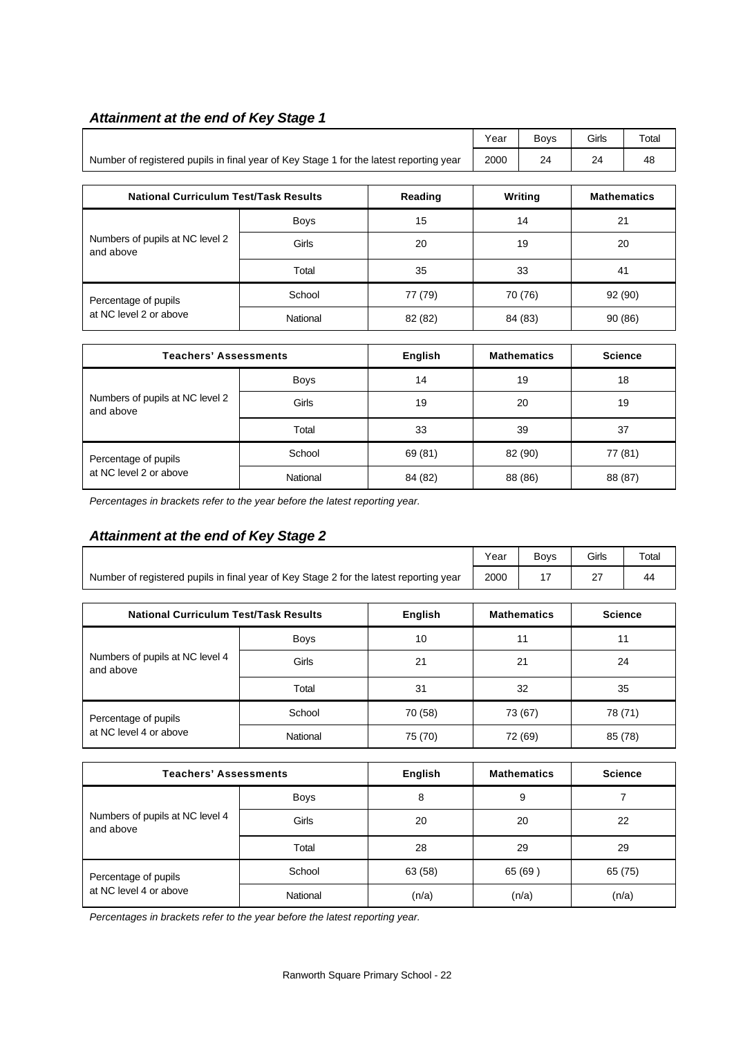### *Attainment at the end of Key Stage 1*

| | Year | Boys | Girls | Total |
|---|---|---|---|---|
| Number of registered pupils in final year of Key Stage 1 for the latest reporting year | 2000 | 24 | 24 | 48 |

| National Curriculum Test/Task Results | | Reading | Writing | Mathematics |
|---|---|---|---|---|
| Numbers of pupils at NC level 2 and above | Boys | 15 | 14 | 21 |
| | Girls | 20 | 19 | 20 |
| | Total | 35 | 33 | 41 |
| Percentage of pupils at NC level 2 or above | School | 77 (79) | 70 (76) | 92 (90) |
| | National | 82 (82) | 84 (83) | 90 (86) |

| Teachers' Assessments | | English | Mathematics | Science |
|---|---|---|---|---|
| Numbers of pupils at NC level 2 and above | Boys | 14 | 19 | 18 |
| | Girls | 19 | 20 | 19 |
| | Total | 33 | 39 | 37 |
| Percentage of pupils at NC level 2 or above | School | 69 (81) | 82 (90) | 77 (81) |
| | National | 84 (82) | 88 (86) | 88 (87) |

*Percentages in brackets refer to the year before the latest reporting year.*

### *Attainment at the end of Key Stage 2*

| | Year | Boys | Girls | Total |
|---|---|---|---|---|
| Number of registered pupils in final year of Key Stage 2 for the latest reporting year | 2000 | 17 | 27 | 44 |

| National Curriculum Test/Task Results | | English | Mathematics | Science |
|---|---|---|---|---|
| Numbers of pupils at NC level 4 and above | Boys | 10 | 11 | 11 |
| | Girls | 21 | 21 | 24 |
| | Total | 31 | 32 | 35 |
| Percentage of pupils at NC level 4 or above | School | 70 (58) | 73 (67) | 78 (71) |
| | National | 75 (70) | 72 (69) | 85 (78) |

| Teachers' Assessments | | English | Mathematics | Science |
|---|---|---|---|---|
| Numbers of pupils at NC level 4 and above | Boys | 8 | 9 | 7 |
| | Girls | 20 | 20 | 22 |
| | Total | 28 | 29 | 29 |
| Percentage of pupils at NC level 4 or above | School | 63 (58) | 65 (69 ) | 65 (75) |
| | National | (n/a) | (n/a) | (n/a) |

*Percentages in brackets refer to the year before the latest reporting year.*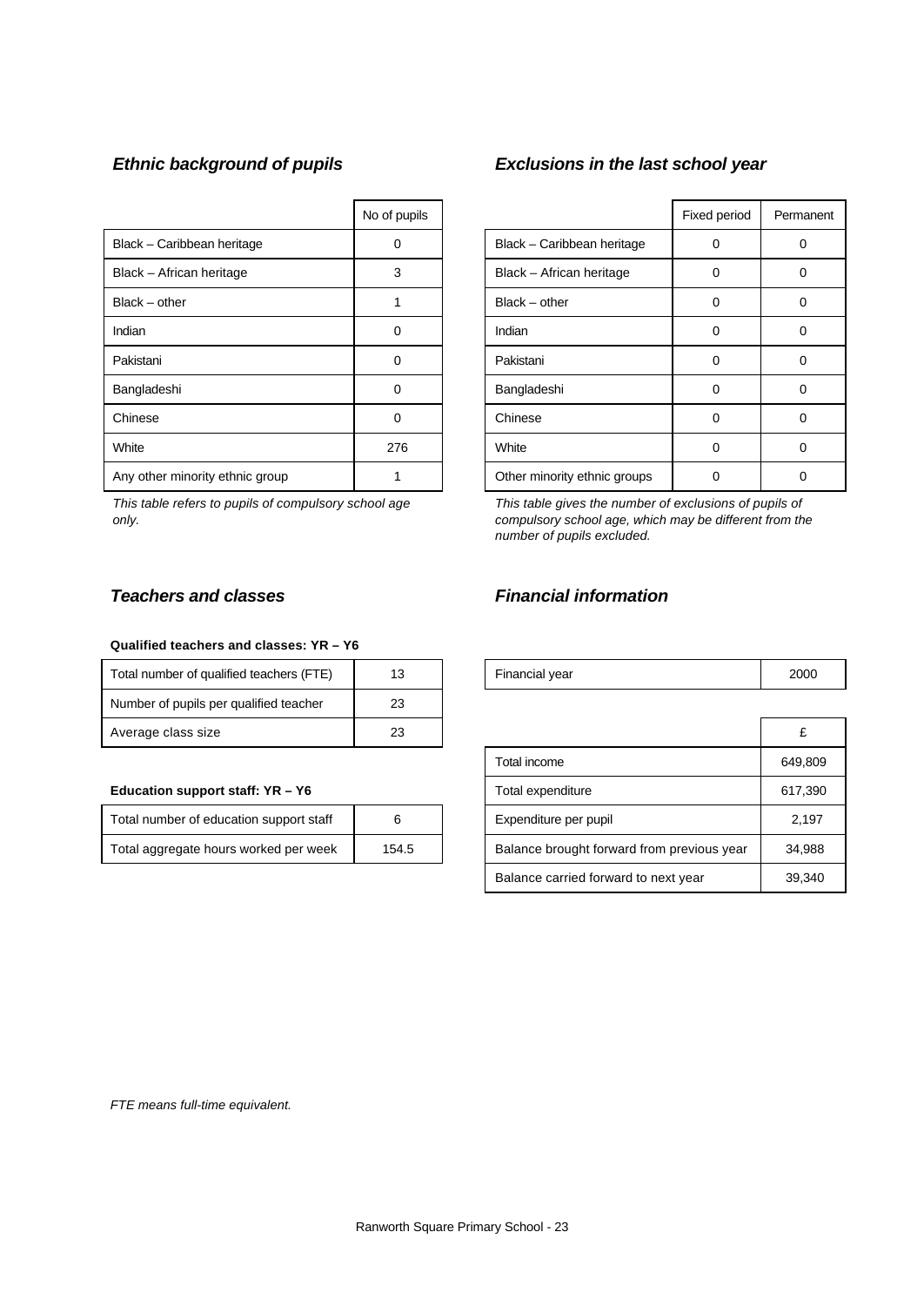### *Ethnic background of pupils*

|  | No of pupils |
|---|---|
| Black – Caribbean heritage | 0 |
| Black – African heritage | 3 |
| Black – other | 1 |
| Indian | 0 |
| Pakistani | 0 |
| Bangladeshi | 0 |
| Chinese | 0 |
| White | 276 |
| Any other minority ethnic group | 1 |

*This table refers to pupils of compulsory school age only.*

### *Exclusions in the last school year*

|  | Fixed period | Permanent |
|---|---|---|
| Black – Caribbean heritage | 0 | 0 |
| Black – African heritage | 0 | 0 |
| Black – other | 0 | 0 |
| Indian | 0 | 0 |
| Pakistani | 0 | 0 |
| Bangladeshi | 0 | 0 |
| Chinese | 0 | 0 |
| White | 0 | 0 |
| Other minority ethnic groups | 0 | 0 |

*This table gives the number of exclusions of pupils of compulsory school age, which may be different from the number of pupils excluded.*

### *Teachers and classes*

**Qualified teachers and classes: YR – Y6**

| Total number of qualified teachers (FTE) | 13 |
|---|---|
| Number of pupils per qualified teacher | 23 |
| Average class size | 23 |

**Education support staff: YR – Y6**

| Total number of education support staff | 6 |
|---|---|
| Total aggregate hours worked per week | 154.5 |

### *Financial information*

| Financial year | 2000 |
|---|---|

|  | £ |
|---|---|
| Total income | 649,809 |
| Total expenditure | 617,390 |
| Expenditure per pupil | 2,197 |
| Balance brought forward from previous year | 34,988 |
| Balance carried forward to next year | 39,340 |

*FTE means full-time equivalent.*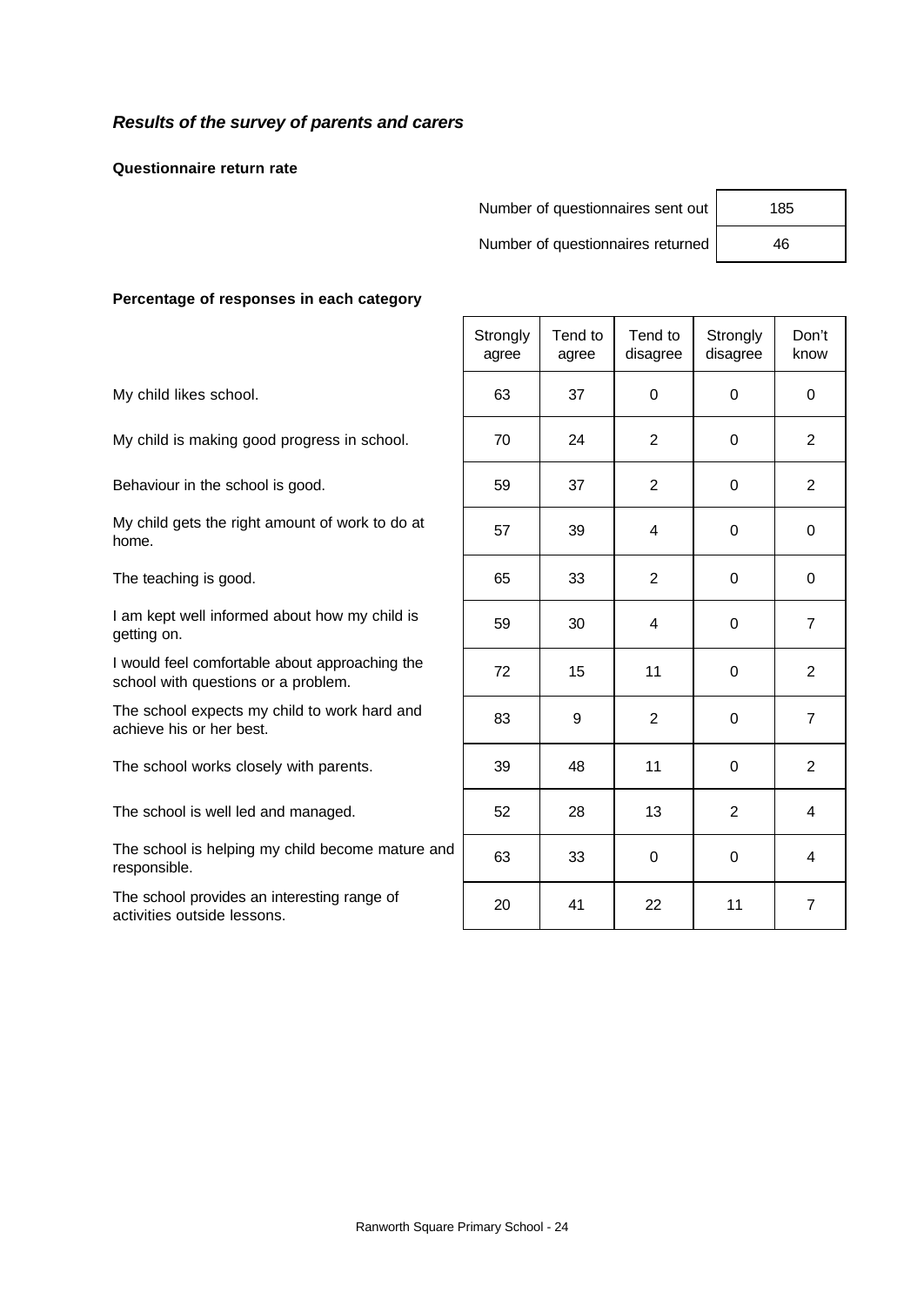## *Results of the survey of parents and carers*

**Questionnaire return rate**

| | |
|---|---|
| Number of questionnaires sent out | 185 |
| Number of questionnaires returned | 46 |

**Percentage of responses in each category**

| | Strongly agree | Tend to agree | Tend to disagree | Strongly disagree | Don't know |
|---|---|---|---|---|---|
| My child likes school. | 63 | 37 | 0 | 0 | 0 |
| My child is making good progress in school. | 70 | 24 | 2 | 0 | 2 |
| Behaviour in the school is good. | 59 | 37 | 2 | 0 | 2 |
| My child gets the right amount of work to do at home. | 57 | 39 | 4 | 0 | 0 |
| The teaching is good. | 65 | 33 | 2 | 0 | 0 |
| I am kept well informed about how my child is getting on. | 59 | 30 | 4 | 0 | 7 |
| I would feel comfortable about approaching the school with questions or a problem. | 72 | 15 | 11 | 0 | 2 |
| The school expects my child to work hard and achieve his or her best. | 83 | 9 | 2 | 0 | 7 |
| The school works closely with parents. | 39 | 48 | 11 | 0 | 2 |
| The school is well led and managed. | 52 | 28 | 13 | 2 | 4 |
| The school is helping my child become mature and responsible. | 63 | 33 | 0 | 0 | 4 |
| The school provides an interesting range of activities outside lessons. | 20 | 41 | 22 | 11 | 7 |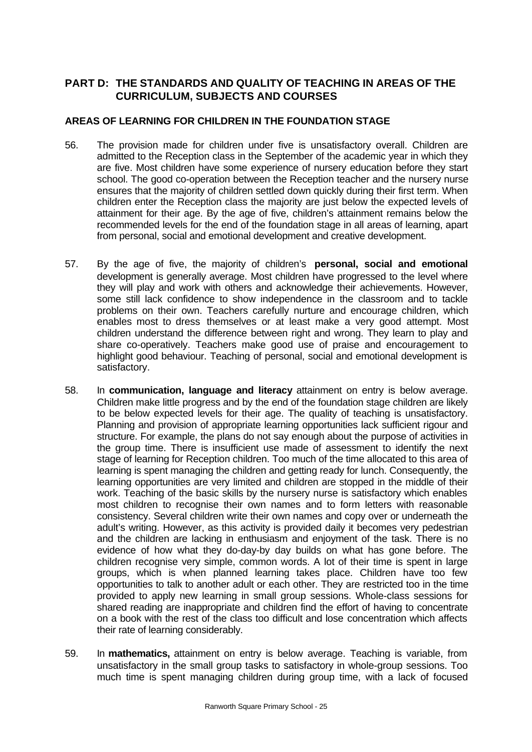## PART D: THE STANDARDS AND QUALITY OF TEACHING IN AREAS OF THE CURRICULUM, SUBJECTS AND COURSES

### AREAS OF LEARNING FOR CHILDREN IN THE FOUNDATION STAGE

56. The provision made for children under five is unsatisfactory overall. Children are admitted to the Reception class in the September of the academic year in which they are five. Most children have some experience of nursery education before they start school. The good co-operation between the Reception teacher and the nursery nurse ensures that the majority of children settled down quickly during their first term. When children enter the Reception class the majority are just below the expected levels of attainment for their age. By the age of five, children's attainment remains below the recommended levels for the end of the foundation stage in all areas of learning, apart from personal, social and emotional development and creative development.

57. By the age of five, the majority of children's **personal, social and emotional** development is generally average. Most children have progressed to the level where they will play and work with others and acknowledge their achievements. However, some still lack confidence to show independence in the classroom and to tackle problems on their own. Teachers carefully nurture and encourage children, which enables most to dress themselves or at least make a very good attempt. Most children understand the difference between right and wrong. They learn to play and share co-operatively. Teachers make good use of praise and encouragement to highlight good behaviour. Teaching of personal, social and emotional development is satisfactory.

58. In **communication, language and literacy** attainment on entry is below average. Children make little progress and by the end of the foundation stage children are likely to be below expected levels for their age. The quality of teaching is unsatisfactory. Planning and provision of appropriate learning opportunities lack sufficient rigour and structure. For example, the plans do not say enough about the purpose of activities in the group time. There is insufficient use made of assessment to identify the next stage of learning for Reception children. Too much of the time allocated to this area of learning is spent managing the children and getting ready for lunch. Consequently, the learning opportunities are very limited and children are stopped in the middle of their work. Teaching of the basic skills by the nursery nurse is satisfactory which enables most children to recognise their own names and to form letters with reasonable consistency. Several children write their own names and copy over or underneath the adult's writing. However, as this activity is provided daily it becomes very pedestrian and the children are lacking in enthusiasm and enjoyment of the task. There is no evidence of how what they do-day-by day builds on what has gone before. The children recognise very simple, common words. A lot of their time is spent in large groups, which is when planned learning takes place. Children have too few opportunities to talk to another adult or each other. They are restricted too in the time provided to apply new learning in small group sessions. Whole-class sessions for shared reading are inappropriate and children find the effort of having to concentrate on a book with the rest of the class too difficult and lose concentration which affects their rate of learning considerably.

59. In **mathematics,** attainment on entry is below average. Teaching is variable, from unsatisfactory in the small group tasks to satisfactory in whole-group sessions. Too much time is spent managing children during group time, with a lack of focused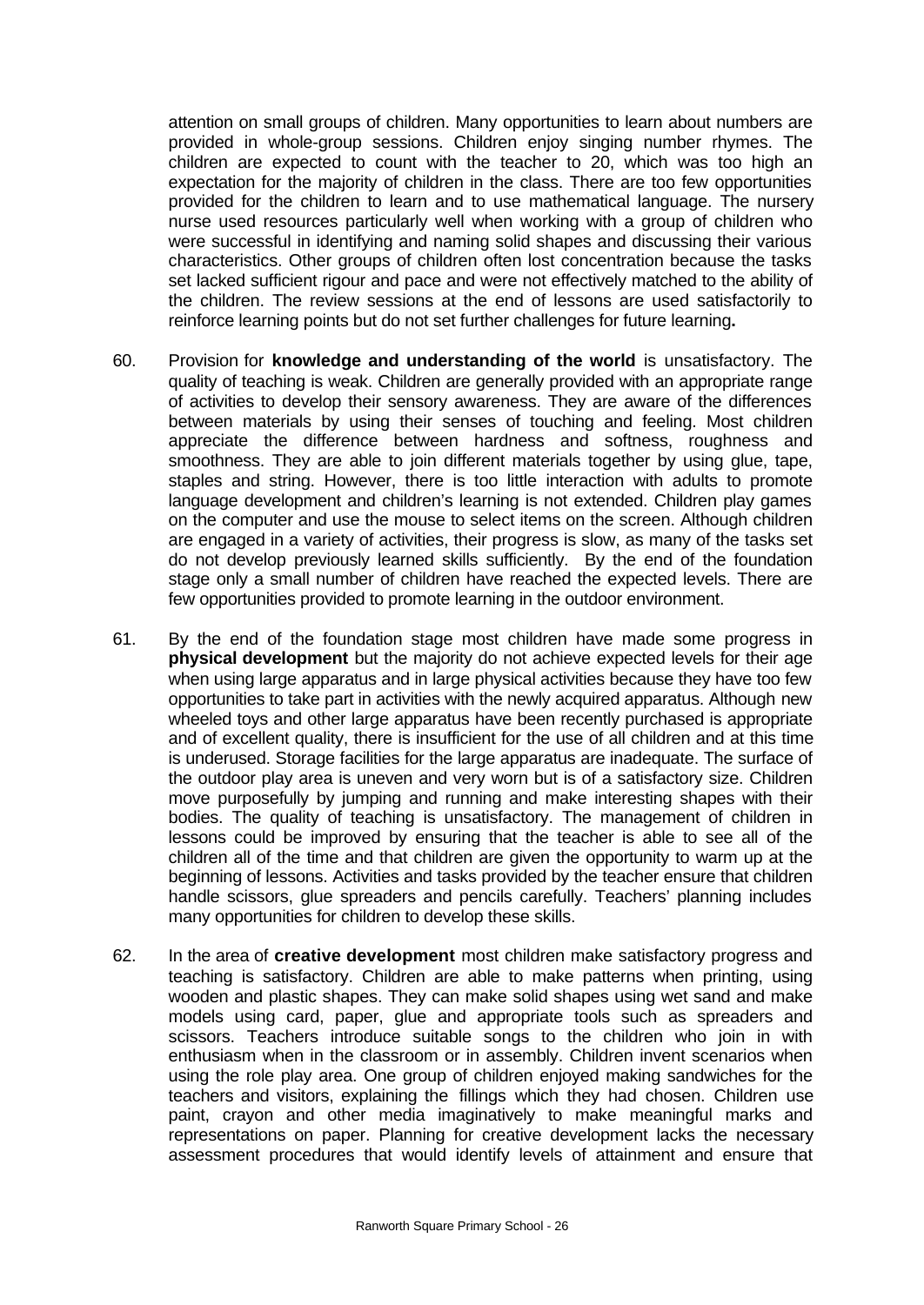attention on small groups of children. Many opportunities to learn about numbers are provided in whole-group sessions. Children enjoy singing number rhymes. The children are expected to count with the teacher to 20, which was too high an expectation for the majority of children in the class. There are too few opportunities provided for the children to learn and to use mathematical language. The nursery nurse used resources particularly well when working with a group of children who were successful in identifying and naming solid shapes and discussing their various characteristics. Other groups of children often lost concentration because the tasks set lacked sufficient rigour and pace and were not effectively matched to the ability of the children. The review sessions at the end of lessons are used satisfactorily to reinforce learning points but do not set further challenges for future learning**.**

60. Provision for **knowledge and understanding of the world** is unsatisfactory. The quality of teaching is weak. Children are generally provided with an appropriate range of activities to develop their sensory awareness. They are aware of the differences between materials by using their senses of touching and feeling. Most children appreciate the difference between hardness and softness, roughness and smoothness. They are able to join different materials together by using glue, tape, staples and string. However, there is too little interaction with adults to promote language development and children's learning is not extended. Children play games on the computer and use the mouse to select items on the screen. Although children are engaged in a variety of activities, their progress is slow, as many of the tasks set do not develop previously learned skills sufficiently. By the end of the foundation stage only a small number of children have reached the expected levels. There are few opportunities provided to promote learning in the outdoor environment.

61. By the end of the foundation stage most children have made some progress in **physical development** but the majority do not achieve expected levels for their age when using large apparatus and in large physical activities because they have too few opportunities to take part in activities with the newly acquired apparatus. Although new wheeled toys and other large apparatus have been recently purchased is appropriate and of excellent quality, there is insufficient for the use of all children and at this time is underused. Storage facilities for the large apparatus are inadequate. The surface of the outdoor play area is uneven and very worn but is of a satisfactory size. Children move purposefully by jumping and running and make interesting shapes with their bodies. The quality of teaching is unsatisfactory. The management of children in lessons could be improved by ensuring that the teacher is able to see all of the children all of the time and that children are given the opportunity to warm up at the beginning of lessons. Activities and tasks provided by the teacher ensure that children handle scissors, glue spreaders and pencils carefully. Teachers' planning includes many opportunities for children to develop these skills.

62. In the area of **creative development** most children make satisfactory progress and teaching is satisfactory. Children are able to make patterns when printing, using wooden and plastic shapes. They can make solid shapes using wet sand and make models using card, paper, glue and appropriate tools such as spreaders and scissors. Teachers introduce suitable songs to the children who join in with enthusiasm when in the classroom or in assembly. Children invent scenarios when using the role play area. One group of children enjoyed making sandwiches for the teachers and visitors, explaining the fillings which they had chosen. Children use paint, crayon and other media imaginatively to make meaningful marks and representations on paper. Planning for creative development lacks the necessary assessment procedures that would identify levels of attainment and ensure that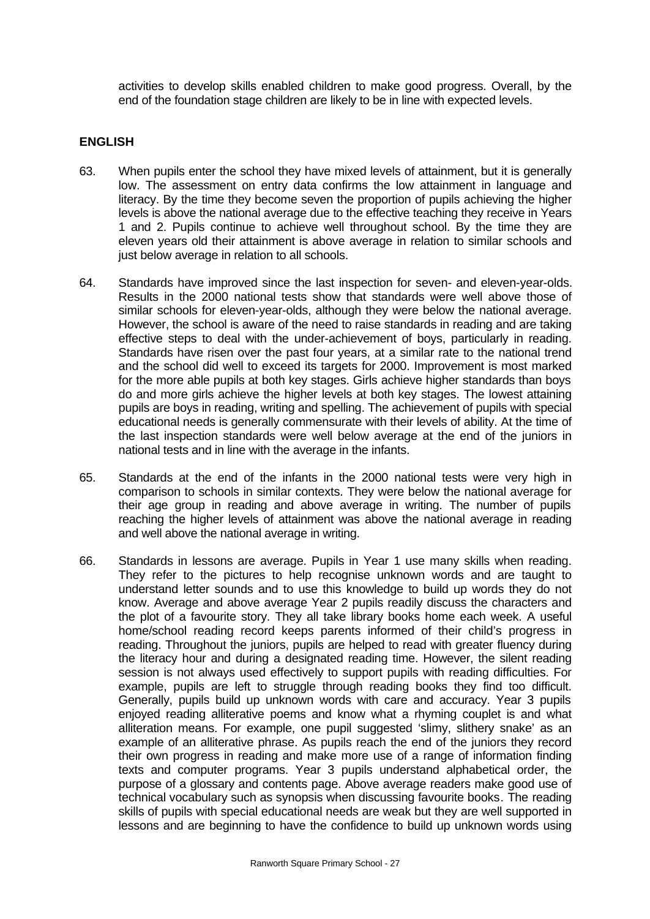activities to develop skills enabled children to make good progress. Overall, by the end of the foundation stage children are likely to be in line with expected levels.

## ENGLISH

63. When pupils enter the school they have mixed levels of attainment, but it is generally low. The assessment on entry data confirms the low attainment in language and literacy. By the time they become seven the proportion of pupils achieving the higher levels is above the national average due to the effective teaching they receive in Years 1 and 2. Pupils continue to achieve well throughout school. By the time they are eleven years old their attainment is above average in relation to similar schools and just below average in relation to all schools.

64. Standards have improved since the last inspection for seven- and eleven-year-olds. Results in the 2000 national tests show that standards were well above those of similar schools for eleven-year-olds, although they were below the national average. However, the school is aware of the need to raise standards in reading and are taking effective steps to deal with the under-achievement of boys, particularly in reading. Standards have risen over the past four years, at a similar rate to the national trend and the school did well to exceed its targets for 2000. Improvement is most marked for the more able pupils at both key stages. Girls achieve higher standards than boys do and more girls achieve the higher levels at both key stages. The lowest attaining pupils are boys in reading, writing and spelling. The achievement of pupils with special educational needs is generally commensurate with their levels of ability. At the time of the last inspection standards were well below average at the end of the juniors in national tests and in line with the average in the infants.

65. Standards at the end of the infants in the 2000 national tests were very high in comparison to schools in similar contexts. They were below the national average for their age group in reading and above average in writing. The number of pupils reaching the higher levels of attainment was above the national average in reading and well above the national average in writing.

66. Standards in lessons are average. Pupils in Year 1 use many skills when reading. They refer to the pictures to help recognise unknown words and are taught to understand letter sounds and to use this knowledge to build up words they do not know. Average and above average Year 2 pupils readily discuss the characters and the plot of a favourite story. They all take library books home each week. A useful home/school reading record keeps parents informed of their child's progress in reading. Throughout the juniors, pupils are helped to read with greater fluency during the literacy hour and during a designated reading time. However, the silent reading session is not always used effectively to support pupils with reading difficulties. For example, pupils are left to struggle through reading books they find too difficult. Generally, pupils build up unknown words with care and accuracy. Year 3 pupils enjoyed reading alliterative poems and know what a rhyming couplet is and what alliteration means. For example, one pupil suggested 'slimy, slithery snake' as an example of an alliterative phrase. As pupils reach the end of the juniors they record their own progress in reading and make more use of a range of information finding texts and computer programs. Year 3 pupils understand alphabetical order, the purpose of a glossary and contents page. Above average readers make good use of technical vocabulary such as synopsis when discussing favourite books. The reading skills of pupils with special educational needs are weak but they are well supported in lessons and are beginning to have the confidence to build up unknown words using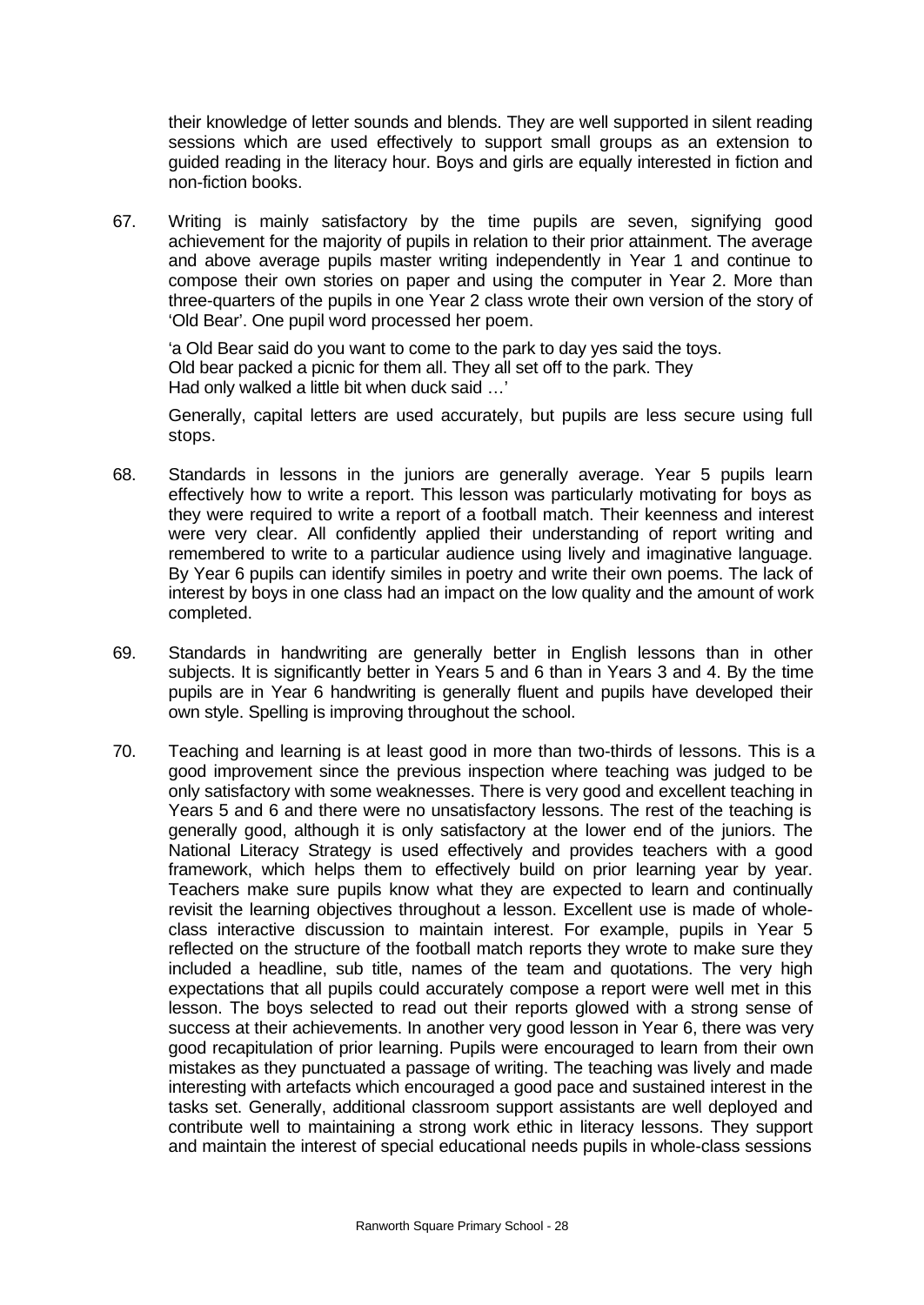their knowledge of letter sounds and blends. They are well supported in silent reading sessions which are used effectively to support small groups as an extension to guided reading in the literacy hour. Boys and girls are equally interested in fiction and non-fiction books.

67. Writing is mainly satisfactory by the time pupils are seven, signifying good achievement for the majority of pupils in relation to their prior attainment. The average and above average pupils master writing independently in Year 1 and continue to compose their own stories on paper and using the computer in Year 2. More than three-quarters of the pupils in one Year 2 class wrote their own version of the story of 'Old Bear'. One pupil word processed her poem.

    'a Old Bear said do you want to come to the park to day yes said the toys.
    Old bear packed a picnic for them all. They all set off to the park. They
    Had only walked a little bit when duck said …'

    Generally, capital letters are used accurately, but pupils are less secure using full stops.

68. Standards in lessons in the juniors are generally average. Year 5 pupils learn effectively how to write a report. This lesson was particularly motivating for boys as they were required to write a report of a football match. Their keenness and interest were very clear. All confidently applied their understanding of report writing and remembered to write to a particular audience using lively and imaginative language. By Year 6 pupils can identify similes in poetry and write their own poems. The lack of interest by boys in one class had an impact on the low quality and the amount of work completed.

69. Standards in handwriting are generally better in English lessons than in other subjects. It is significantly better in Years 5 and 6 than in Years 3 and 4. By the time pupils are in Year 6 handwriting is generally fluent and pupils have developed their own style. Spelling is improving throughout the school.

70. Teaching and learning is at least good in more than two-thirds of lessons. This is a good improvement since the previous inspection where teaching was judged to be only satisfactory with some weaknesses. There is very good and excellent teaching in Years 5 and 6 and there were no unsatisfactory lessons. The rest of the teaching is generally good, although it is only satisfactory at the lower end of the juniors. The National Literacy Strategy is used effectively and provides teachers with a good framework, which helps them to effectively build on prior learning year by year. Teachers make sure pupils know what they are expected to learn and continually revisit the learning objectives throughout a lesson. Excellent use is made of whole-class interactive discussion to maintain interest. For example, pupils in Year 5 reflected on the structure of the football match reports they wrote to make sure they included a headline, sub title, names of the team and quotations. The very high expectations that all pupils could accurately compose a report were well met in this lesson. The boys selected to read out their reports glowed with a strong sense of success at their achievements. In another very good lesson in Year 6, there was very good recapitulation of prior learning. Pupils were encouraged to learn from their own mistakes as they punctuated a passage of writing. The teaching was lively and made interesting with artefacts which encouraged a good pace and sustained interest in the tasks set. Generally, additional classroom support assistants are well deployed and contribute well to maintaining a strong work ethic in literacy lessons. They support and maintain the interest of special educational needs pupils in whole-class sessions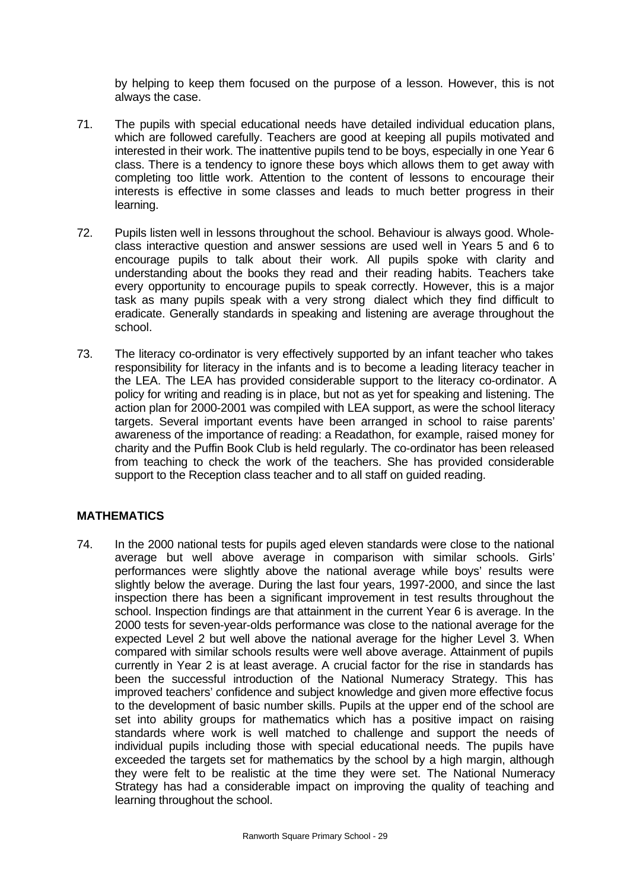by helping to keep them focused on the purpose of a lesson. However, this is not always the case.

71. The pupils with special educational needs have detailed individual education plans, which are followed carefully. Teachers are good at keeping all pupils motivated and interested in their work. The inattentive pupils tend to be boys, especially in one Year 6 class. There is a tendency to ignore these boys which allows them to get away with completing too little work. Attention to the content of lessons to encourage their interests is effective in some classes and leads to much better progress in their learning.

72. Pupils listen well in lessons throughout the school. Behaviour is always good. Whole-class interactive question and answer sessions are used well in Years 5 and 6 to encourage pupils to talk about their work. All pupils spoke with clarity and understanding about the books they read and their reading habits. Teachers take every opportunity to encourage pupils to speak correctly. However, this is a major task as many pupils speak with a very strong dialect which they find difficult to eradicate. Generally standards in speaking and listening are average throughout the school.

73. The literacy co-ordinator is very effectively supported by an infant teacher who takes responsibility for literacy in the infants and is to become a leading literacy teacher in the LEA. The LEA has provided considerable support to the literacy co-ordinator. A policy for writing and reading is in place, but not as yet for speaking and listening. The action plan for 2000-2001 was compiled with LEA support, as were the school literacy targets. Several important events have been arranged in school to raise parents' awareness of the importance of reading: a Readathon, for example, raised money for charity and the Puffin Book Club is held regularly. The co-ordinator has been released from teaching to check the work of the teachers. She has provided considerable support to the Reception class teacher and to all staff on guided reading.

## MATHEMATICS

74. In the 2000 national tests for pupils aged eleven standards were close to the national average but well above average in comparison with similar schools. Girls' performances were slightly above the national average while boys' results were slightly below the average. During the last four years, 1997-2000, and since the last inspection there has been a significant improvement in test results throughout the school. Inspection findings are that attainment in the current Year 6 is average. In the 2000 tests for seven-year-olds performance was close to the national average for the expected Level 2 but well above the national average for the higher Level 3. When compared with similar schools results were well above average. Attainment of pupils currently in Year 2 is at least average. A crucial factor for the rise in standards has been the successful introduction of the National Numeracy Strategy. This has improved teachers' confidence and subject knowledge and given more effective focus to the development of basic number skills. Pupils at the upper end of the school are set into ability groups for mathematics which has a positive impact on raising standards where work is well matched to challenge and support the needs of individual pupils including those with special educational needs. The pupils have exceeded the targets set for mathematics by the school by a high margin, although they were felt to be realistic at the time they were set. The National Numeracy Strategy has had a considerable impact on improving the quality of teaching and learning throughout the school.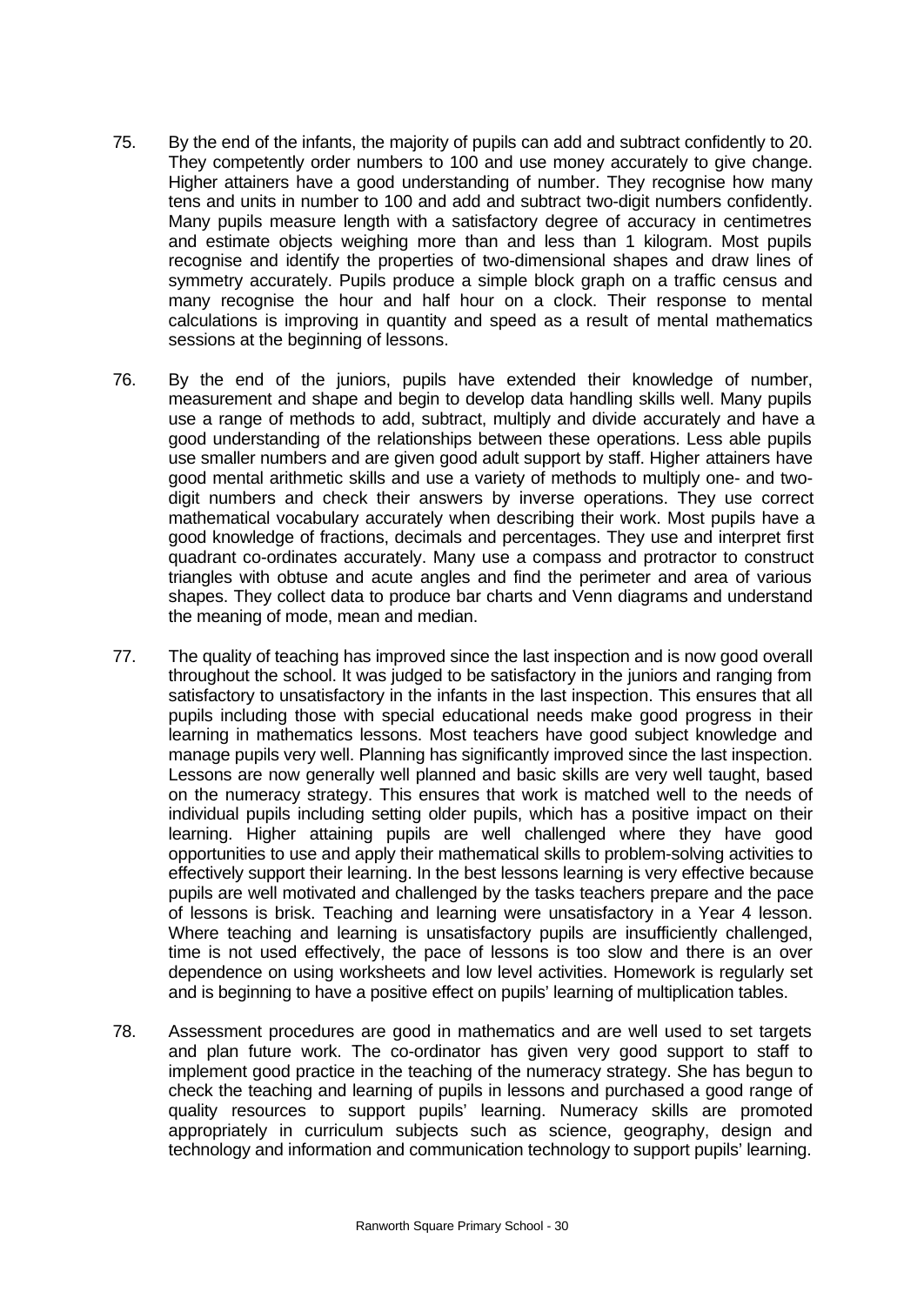75. By the end of the infants, the majority of pupils can add and subtract confidently to 20. They competently order numbers to 100 and use money accurately to give change. Higher attainers have a good understanding of number. They recognise how many tens and units in number to 100 and add and subtract two-digit numbers confidently. Many pupils measure length with a satisfactory degree of accuracy in centimetres and estimate objects weighing more than and less than 1 kilogram. Most pupils recognise and identify the properties of two-dimensional shapes and draw lines of symmetry accurately. Pupils produce a simple block graph on a traffic census and many recognise the hour and half hour on a clock. Their response to mental calculations is improving in quantity and speed as a result of mental mathematics sessions at the beginning of lessons.

76. By the end of the juniors, pupils have extended their knowledge of number, measurement and shape and begin to develop data handling skills well. Many pupils use a range of methods to add, subtract, multiply and divide accurately and have a good understanding of the relationships between these operations. Less able pupils use smaller numbers and are given good adult support by staff. Higher attainers have good mental arithmetic skills and use a variety of methods to multiply one- and two-digit numbers and check their answers by inverse operations. They use correct mathematical vocabulary accurately when describing their work. Most pupils have a good knowledge of fractions, decimals and percentages. They use and interpret first quadrant co-ordinates accurately. Many use a compass and protractor to construct triangles with obtuse and acute angles and find the perimeter and area of various shapes. They collect data to produce bar charts and Venn diagrams and understand the meaning of mode, mean and median.

77. The quality of teaching has improved since the last inspection and is now good overall throughout the school. It was judged to be satisfactory in the juniors and ranging from satisfactory to unsatisfactory in the infants in the last inspection. This ensures that all pupils including those with special educational needs make good progress in their learning in mathematics lessons. Most teachers have good subject knowledge and manage pupils very well. Planning has significantly improved since the last inspection. Lessons are now generally well planned and basic skills are very well taught, based on the numeracy strategy. This ensures that work is matched well to the needs of individual pupils including setting older pupils, which has a positive impact on their learning. Higher attaining pupils are well challenged where they have good opportunities to use and apply their mathematical skills to problem-solving activities to effectively support their learning. In the best lessons learning is very effective because pupils are well motivated and challenged by the tasks teachers prepare and the pace of lessons is brisk. Teaching and learning were unsatisfactory in a Year 4 lesson. Where teaching and learning is unsatisfactory pupils are insufficiently challenged, time is not used effectively, the pace of lessons is too slow and there is an over dependence on using worksheets and low level activities. Homework is regularly set and is beginning to have a positive effect on pupils' learning of multiplication tables.

78. Assessment procedures are good in mathematics and are well used to set targets and plan future work. The co-ordinator has given very good support to staff to implement good practice in the teaching of the numeracy strategy. She has begun to check the teaching and learning of pupils in lessons and purchased a good range of quality resources to support pupils' learning. Numeracy skills are promoted appropriately in curriculum subjects such as science, geography, design and technology and information and communication technology to support pupils' learning.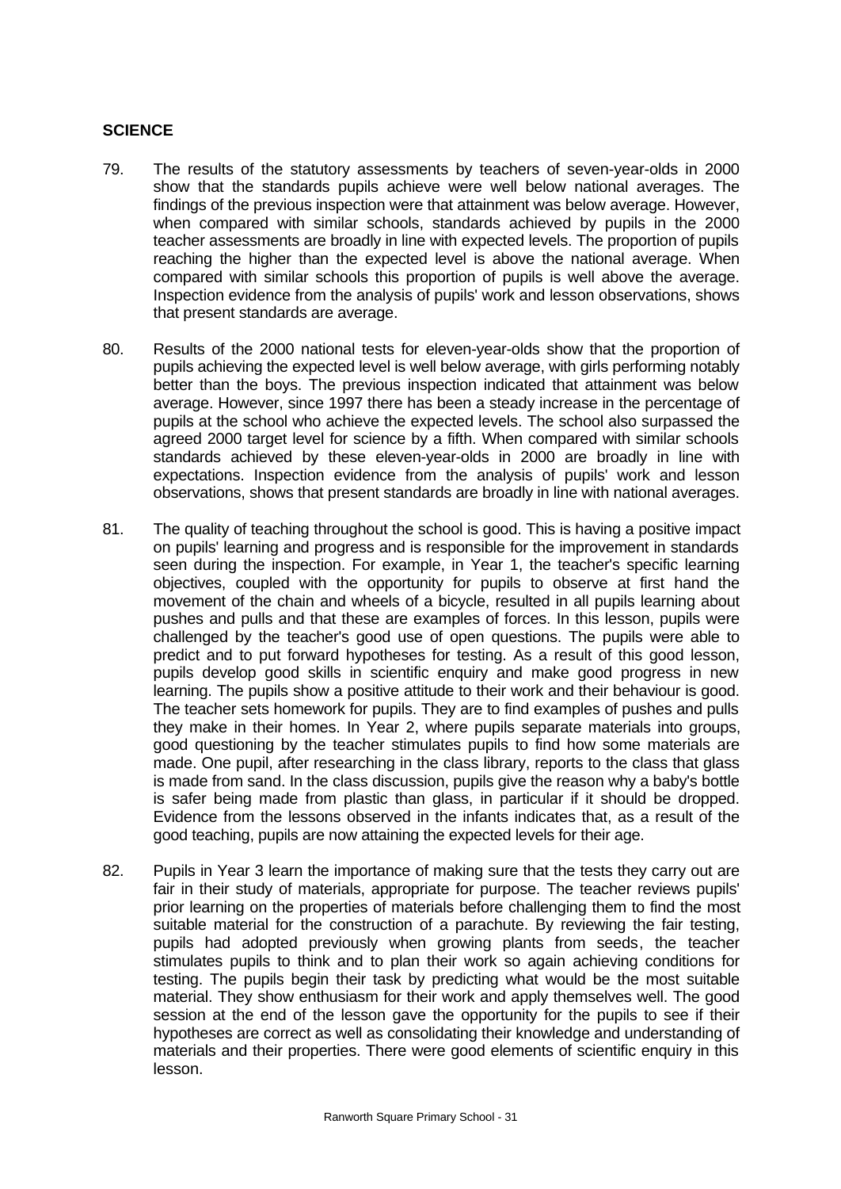## SCIENCE

79. The results of the statutory assessments by teachers of seven-year-olds in 2000 show that the standards pupils achieve were well below national averages. The findings of the previous inspection were that attainment was below average. However, when compared with similar schools, standards achieved by pupils in the 2000 teacher assessments are broadly in line with expected levels. The proportion of pupils reaching the higher than the expected level is above the national average. When compared with similar schools this proportion of pupils is well above the average. Inspection evidence from the analysis of pupils' work and lesson observations, shows that present standards are average.

80. Results of the 2000 national tests for eleven-year-olds show that the proportion of pupils achieving the expected level is well below average, with girls performing notably better than the boys. The previous inspection indicated that attainment was below average. However, since 1997 there has been a steady increase in the percentage of pupils at the school who achieve the expected levels. The school also surpassed the agreed 2000 target level for science by a fifth. When compared with similar schools standards achieved by these eleven-year-olds in 2000 are broadly in line with expectations. Inspection evidence from the analysis of pupils' work and lesson observations, shows that present standards are broadly in line with national averages.

81. The quality of teaching throughout the school is good. This is having a positive impact on pupils' learning and progress and is responsible for the improvement in standards seen during the inspection. For example, in Year 1, the teacher's specific learning objectives, coupled with the opportunity for pupils to observe at first hand the movement of the chain and wheels of a bicycle, resulted in all pupils learning about pushes and pulls and that these are examples of forces. In this lesson, pupils were challenged by the teacher's good use of open questions. The pupils were able to predict and to put forward hypotheses for testing. As a result of this good lesson, pupils develop good skills in scientific enquiry and make good progress in new learning. The pupils show a positive attitude to their work and their behaviour is good. The teacher sets homework for pupils. They are to find examples of pushes and pulls they make in their homes. In Year 2, where pupils separate materials into groups, good questioning by the teacher stimulates pupils to find how some materials are made. One pupil, after researching in the class library, reports to the class that glass is made from sand. In the class discussion, pupils give the reason why a baby's bottle is safer being made from plastic than glass, in particular if it should be dropped. Evidence from the lessons observed in the infants indicates that, as a result of the good teaching, pupils are now attaining the expected levels for their age.

82. Pupils in Year 3 learn the importance of making sure that the tests they carry out are fair in their study of materials, appropriate for purpose. The teacher reviews pupils' prior learning on the properties of materials before challenging them to find the most suitable material for the construction of a parachute. By reviewing the fair testing, pupils had adopted previously when growing plants from seeds, the teacher stimulates pupils to think and to plan their work so again achieving conditions for testing. The pupils begin their task by predicting what would be the most suitable material. They show enthusiasm for their work and apply themselves well. The good session at the end of the lesson gave the opportunity for the pupils to see if their hypotheses are correct as well as consolidating their knowledge and understanding of materials and their properties. There were good elements of scientific enquiry in this lesson.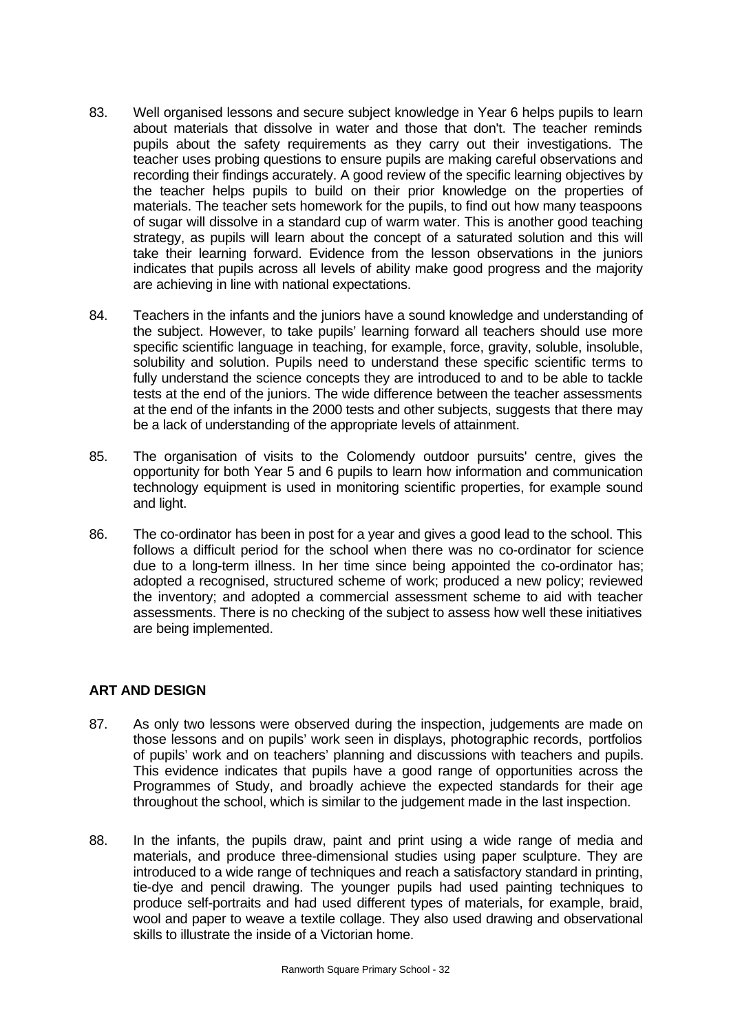83. Well organised lessons and secure subject knowledge in Year 6 helps pupils to learn about materials that dissolve in water and those that don't. The teacher reminds pupils about the safety requirements as they carry out their investigations. The teacher uses probing questions to ensure pupils are making careful observations and recording their findings accurately. A good review of the specific learning objectives by the teacher helps pupils to build on their prior knowledge on the properties of materials. The teacher sets homework for the pupils, to find out how many teaspoons of sugar will dissolve in a standard cup of warm water. This is another good teaching strategy, as pupils will learn about the concept of a saturated solution and this will take their learning forward. Evidence from the lesson observations in the juniors indicates that pupils across all levels of ability make good progress and the majority are achieving in line with national expectations.

84. Teachers in the infants and the juniors have a sound knowledge and understanding of the subject. However, to take pupils' learning forward all teachers should use more specific scientific language in teaching, for example, force, gravity, soluble, insoluble, solubility and solution. Pupils need to understand these specific scientific terms to fully understand the science concepts they are introduced to and to be able to tackle tests at the end of the juniors. The wide difference between the teacher assessments at the end of the infants in the 2000 tests and other subjects, suggests that there may be a lack of understanding of the appropriate levels of attainment.

85. The organisation of visits to the Colomendy outdoor pursuits' centre, gives the opportunity for both Year 5 and 6 pupils to learn how information and communication technology equipment is used in monitoring scientific properties, for example sound and light.

86. The co-ordinator has been in post for a year and gives a good lead to the school. This follows a difficult period for the school when there was no co-ordinator for science due to a long-term illness. In her time since being appointed the co-ordinator has; adopted a recognised, structured scheme of work; produced a new policy; reviewed the inventory; and adopted a commercial assessment scheme to aid with teacher assessments. There is no checking of the subject to assess how well these initiatives are being implemented.

## ART AND DESIGN

87. As only two lessons were observed during the inspection, judgements are made on those lessons and on pupils' work seen in displays, photographic records, portfolios of pupils' work and on teachers' planning and discussions with teachers and pupils. This evidence indicates that pupils have a good range of opportunities across the Programmes of Study, and broadly achieve the expected standards for their age throughout the school, which is similar to the judgement made in the last inspection.

88. In the infants, the pupils draw, paint and print using a wide range of media and materials, and produce three-dimensional studies using paper sculpture. They are introduced to a wide range of techniques and reach a satisfactory standard in printing, tie-dye and pencil drawing. The younger pupils had used painting techniques to produce self-portraits and had used different types of materials, for example, braid, wool and paper to weave a textile collage. They also used drawing and observational skills to illustrate the inside of a Victorian home.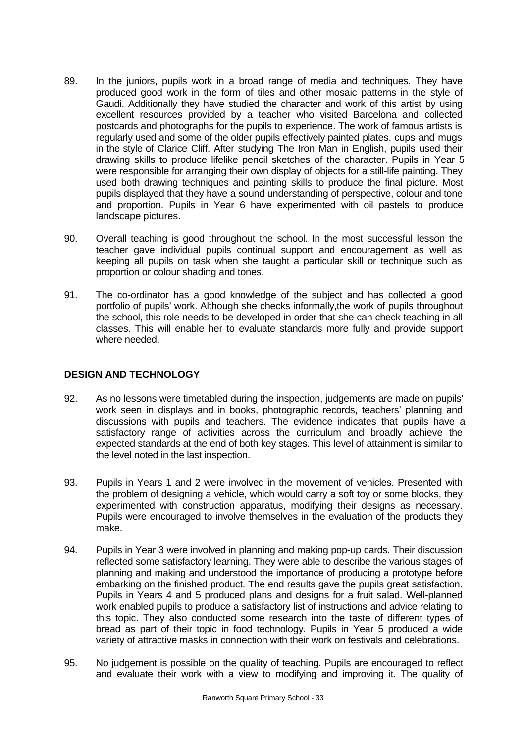89. In the juniors, pupils work in a broad range of media and techniques. They have produced good work in the form of tiles and other mosaic patterns in the style of Gaudi. Additionally they have studied the character and work of this artist by using excellent resources provided by a teacher who visited Barcelona and collected postcards and photographs for the pupils to experience. The work of famous artists is regularly used and some of the older pupils effectively painted plates, cups and mugs in the style of Clarice Cliff. After studying The Iron Man in English, pupils used their drawing skills to produce lifelike pencil sketches of the character. Pupils in Year 5 were responsible for arranging their own display of objects for a still-life painting. They used both drawing techniques and painting skills to produce the final picture. Most pupils displayed that they have a sound understanding of perspective, colour and tone and proportion. Pupils in Year 6 have experimented with oil pastels to produce landscape pictures.

90. Overall teaching is good throughout the school. In the most successful lesson the teacher gave individual pupils continual support and encouragement as well as keeping all pupils on task when she taught a particular skill or technique such as proportion or colour shading and tones.

91. The co-ordinator has a good knowledge of the subject and has collected a good portfolio of pupils' work. Although she checks informally,the work of pupils throughout the school, this role needs to be developed in order that she can check teaching in all classes. This will enable her to evaluate standards more fully and provide support where needed.

## DESIGN AND TECHNOLOGY

92. As no lessons were timetabled during the inspection, judgements are made on pupils' work seen in displays and in books, photographic records, teachers' planning and discussions with pupils and teachers. The evidence indicates that pupils have a satisfactory range of activities across the curriculum and broadly achieve the expected standards at the end of both key stages. This level of attainment is similar to the level noted in the last inspection.

93. Pupils in Years 1 and 2 were involved in the movement of vehicles. Presented with the problem of designing a vehicle, which would carry a soft toy or some blocks, they experimented with construction apparatus, modifying their designs as necessary. Pupils were encouraged to involve themselves in the evaluation of the products they make.

94. Pupils in Year 3 were involved in planning and making pop-up cards. Their discussion reflected some satisfactory learning. They were able to describe the various stages of planning and making and understood the importance of producing a prototype before embarking on the finished product. The end results gave the pupils great satisfaction. Pupils in Years 4 and 5 produced plans and designs for a fruit salad. Well-planned work enabled pupils to produce a satisfactory list of instructions and advice relating to this topic. They also conducted some research into the taste of different types of bread as part of their topic in food technology. Pupils in Year 5 produced a wide variety of attractive masks in connection with their work on festivals and celebrations.

95. No judgement is possible on the quality of teaching. Pupils are encouraged to reflect and evaluate their work with a view to modifying and improving it. The quality of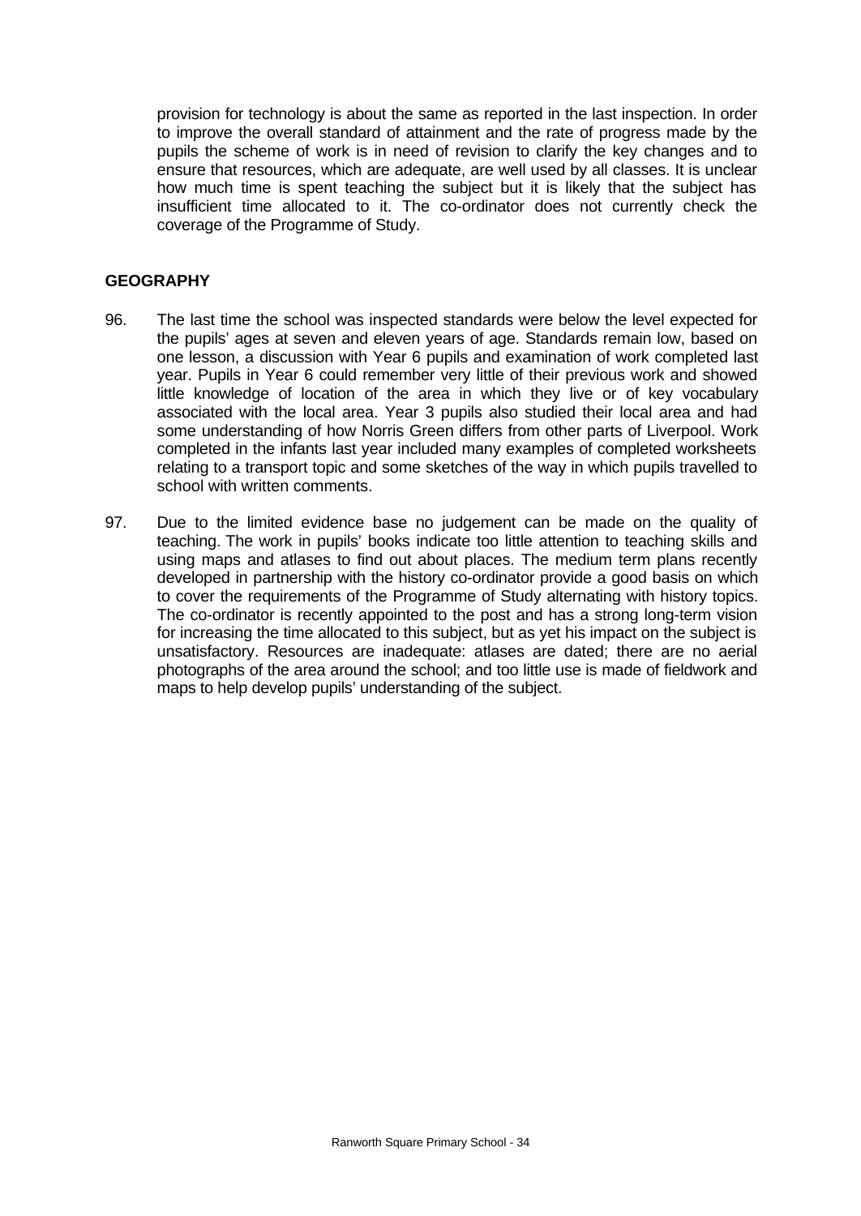provision for technology is about the same as reported in the last inspection. In order to improve the overall standard of attainment and the rate of progress made by the pupils the scheme of work is in need of revision to clarify the key changes and to ensure that resources, which are adequate, are well used by all classes. It is unclear how much time is spent teaching the subject but it is likely that the subject has insufficient time allocated to it. The co-ordinator does not currently check the coverage of the Programme of Study.

**GEOGRAPHY**

96. The last time the school was inspected standards were below the level expected for the pupils' ages at seven and eleven years of age. Standards remain low, based on one lesson, a discussion with Year 6 pupils and examination of work completed last year. Pupils in Year 6 could remember very little of their previous work and showed little knowledge of location of the area in which they live or of key vocabulary associated with the local area. Year 3 pupils also studied their local area and had some understanding of how Norris Green differs from other parts of Liverpool. Work completed in the infants last year included many examples of completed worksheets relating to a transport topic and some sketches of the way in which pupils travelled to school with written comments.

97. Due to the limited evidence base no judgement can be made on the quality of teaching. The work in pupils' books indicate too little attention to teaching skills and using maps and atlases to find out about places. The medium term plans recently developed in partnership with the history co-ordinator provide a good basis on which to cover the requirements of the Programme of Study alternating with history topics. The co-ordinator is recently appointed to the post and has a strong long-term vision for increasing the time allocated to this subject, but as yet his impact on the subject is unsatisfactory. Resources are inadequate: atlases are dated; there are no aerial photographs of the area around the school; and too little use is made of fieldwork and maps to help develop pupils' understanding of the subject.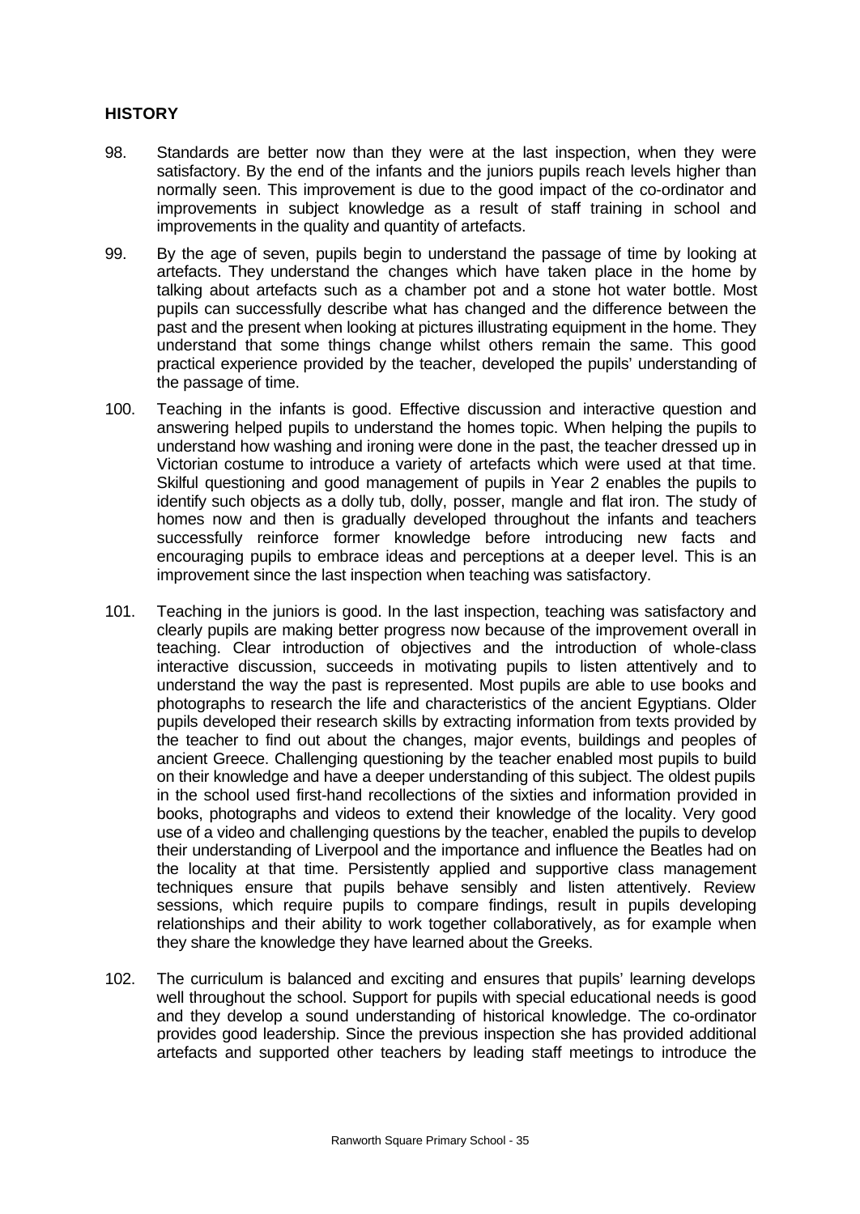## HISTORY

98. Standards are better now than they were at the last inspection, when they were satisfactory. By the end of the infants and the juniors pupils reach levels higher than normally seen. This improvement is due to the good impact of the co-ordinator and improvements in subject knowledge as a result of staff training in school and improvements in the quality and quantity of artefacts.

99. By the age of seven, pupils begin to understand the passage of time by looking at artefacts. They understand the changes which have taken place in the home by talking about artefacts such as a chamber pot and a stone hot water bottle. Most pupils can successfully describe what has changed and the difference between the past and the present when looking at pictures illustrating equipment in the home. They understand that some things change whilst others remain the same. This good practical experience provided by the teacher, developed the pupils' understanding of the passage of time.

100. Teaching in the infants is good. Effective discussion and interactive question and answering helped pupils to understand the homes topic. When helping the pupils to understand how washing and ironing were done in the past, the teacher dressed up in Victorian costume to introduce a variety of artefacts which were used at that time. Skilful questioning and good management of pupils in Year 2 enables the pupils to identify such objects as a dolly tub, dolly, posser, mangle and flat iron. The study of homes now and then is gradually developed throughout the infants and teachers successfully reinforce former knowledge before introducing new facts and encouraging pupils to embrace ideas and perceptions at a deeper level. This is an improvement since the last inspection when teaching was satisfactory.

101. Teaching in the juniors is good. In the last inspection, teaching was satisfactory and clearly pupils are making better progress now because of the improvement overall in teaching. Clear introduction of objectives and the introduction of whole-class interactive discussion, succeeds in motivating pupils to listen attentively and to understand the way the past is represented. Most pupils are able to use books and photographs to research the life and characteristics of the ancient Egyptians. Older pupils developed their research skills by extracting information from texts provided by the teacher to find out about the changes, major events, buildings and peoples of ancient Greece. Challenging questioning by the teacher enabled most pupils to build on their knowledge and have a deeper understanding of this subject. The oldest pupils in the school used first-hand recollections of the sixties and information provided in books, photographs and videos to extend their knowledge of the locality. Very good use of a video and challenging questions by the teacher, enabled the pupils to develop their understanding of Liverpool and the importance and influence the Beatles had on the locality at that time. Persistently applied and supportive class management techniques ensure that pupils behave sensibly and listen attentively. Review sessions, which require pupils to compare findings, result in pupils developing relationships and their ability to work together collaboratively, as for example when they share the knowledge they have learned about the Greeks.

102. The curriculum is balanced and exciting and ensures that pupils' learning develops well throughout the school. Support for pupils with special educational needs is good and they develop a sound understanding of historical knowledge. The co-ordinator provides good leadership. Since the previous inspection she has provided additional artefacts and supported other teachers by leading staff meetings to introduce the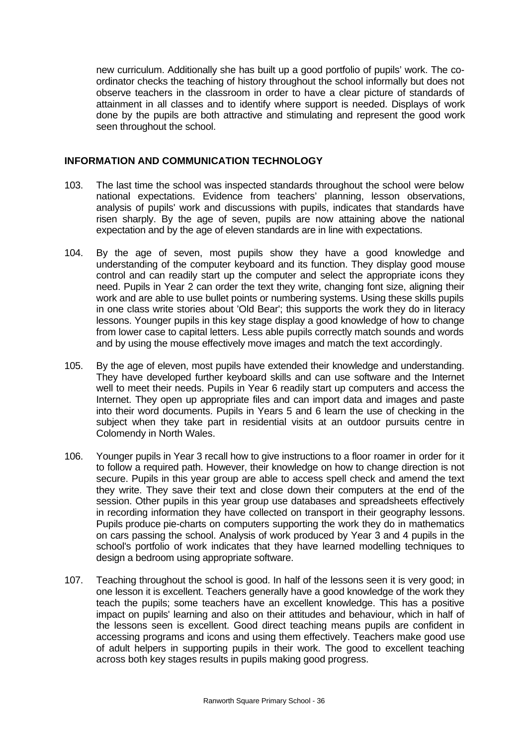new curriculum. Additionally she has built up a good portfolio of pupils' work. The co-ordinator checks the teaching of history throughout the school informally but does not observe teachers in the classroom in order to have a clear picture of standards of attainment in all classes and to identify where support is needed. Displays of work done by the pupils are both attractive and stimulating and represent the good work seen throughout the school.

## INFORMATION AND COMMUNICATION TECHNOLOGY

103. The last time the school was inspected standards throughout the school were below national expectations. Evidence from teachers' planning, lesson observations, analysis of pupils' work and discussions with pupils, indicates that standards have risen sharply. By the age of seven, pupils are now attaining above the national expectation and by the age of eleven standards are in line with expectations.

104. By the age of seven, most pupils show they have a good knowledge and understanding of the computer keyboard and its function. They display good mouse control and can readily start up the computer and select the appropriate icons they need. Pupils in Year 2 can order the text they write, changing font size, aligning their work and are able to use bullet points or numbering systems. Using these skills pupils in one class write stories about 'Old Bear'; this supports the work they do in literacy lessons. Younger pupils in this key stage display a good knowledge of how to change from lower case to capital letters. Less able pupils correctly match sounds and words and by using the mouse effectively move images and match the text accordingly.

105. By the age of eleven, most pupils have extended their knowledge and understanding. They have developed further keyboard skills and can use software and the Internet well to meet their needs. Pupils in Year 6 readily start up computers and access the Internet. They open up appropriate files and can import data and images and paste into their word documents. Pupils in Years 5 and 6 learn the use of checking in the subject when they take part in residential visits at an outdoor pursuits centre in Colomendy in North Wales.

106. Younger pupils in Year 3 recall how to give instructions to a floor roamer in order for it to follow a required path. However, their knowledge on how to change direction is not secure. Pupils in this year group are able to access spell check and amend the text they write. They save their text and close down their computers at the end of the session. Other pupils in this year group use databases and spreadsheets effectively in recording information they have collected on transport in their geography lessons. Pupils produce pie-charts on computers supporting the work they do in mathematics on cars passing the school. Analysis of work produced by Year 3 and 4 pupils in the school's portfolio of work indicates that they have learned modelling techniques to design a bedroom using appropriate software.

107. Teaching throughout the school is good. In half of the lessons seen it is very good; in one lesson it is excellent. Teachers generally have a good knowledge of the work they teach the pupils; some teachers have an excellent knowledge. This has a positive impact on pupils' learning and also on their attitudes and behaviour, which in half of the lessons seen is excellent. Good direct teaching means pupils are confident in accessing programs and icons and using them effectively. Teachers make good use of adult helpers in supporting pupils in their work. The good to excellent teaching across both key stages results in pupils making good progress.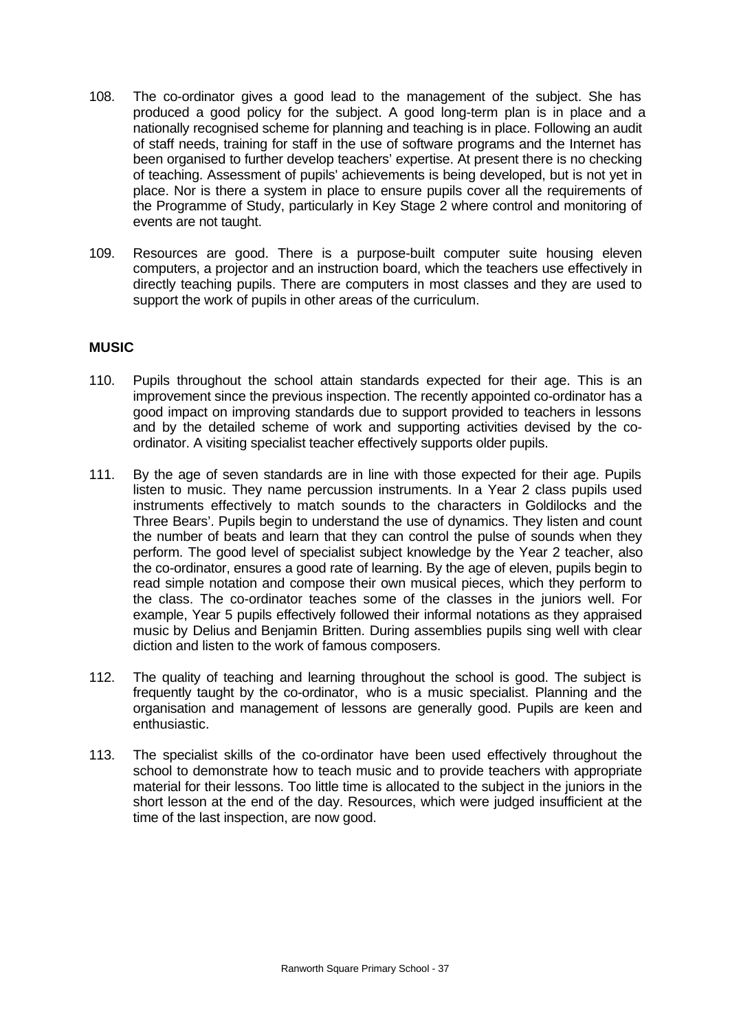108. The co-ordinator gives a good lead to the management of the subject. She has produced a good policy for the subject. A good long-term plan is in place and a nationally recognised scheme for planning and teaching is in place. Following an audit of staff needs, training for staff in the use of software programs and the Internet has been organised to further develop teachers' expertise. At present there is no checking of teaching. Assessment of pupils' achievements is being developed, but is not yet in place. Nor is there a system in place to ensure pupils cover all the requirements of the Programme of Study, particularly in Key Stage 2 where control and monitoring of events are not taught.

109. Resources are good. There is a purpose-built computer suite housing eleven computers, a projector and an instruction board, which the teachers use effectively in directly teaching pupils. There are computers in most classes and they are used to support the work of pupils in other areas of the curriculum.

**MUSIC**

110. Pupils throughout the school attain standards expected for their age. This is an improvement since the previous inspection. The recently appointed co-ordinator has a good impact on improving standards due to support provided to teachers in lessons and by the detailed scheme of work and supporting activities devised by the co-ordinator. A visiting specialist teacher effectively supports older pupils.

111. By the age of seven standards are in line with those expected for their age. Pupils listen to music. They name percussion instruments. In a Year 2 class pupils used instruments effectively to match sounds to the characters in Goldilocks and the Three Bears'. Pupils begin to understand the use of dynamics. They listen and count the number of beats and learn that they can control the pulse of sounds when they perform. The good level of specialist subject knowledge by the Year 2 teacher, also the co-ordinator, ensures a good rate of learning. By the age of eleven, pupils begin to read simple notation and compose their own musical pieces, which they perform to the class. The co-ordinator teaches some of the classes in the juniors well. For example, Year 5 pupils effectively followed their informal notations as they appraised music by Delius and Benjamin Britten. During assemblies pupils sing well with clear diction and listen to the work of famous composers.

112. The quality of teaching and learning throughout the school is good. The subject is frequently taught by the co-ordinator, who is a music specialist. Planning and the organisation and management of lessons are generally good. Pupils are keen and enthusiastic.

113. The specialist skills of the co-ordinator have been used effectively throughout the school to demonstrate how to teach music and to provide teachers with appropriate material for their lessons. Too little time is allocated to the subject in the juniors in the short lesson at the end of the day. Resources, which were judged insufficient at the time of the last inspection, are now good.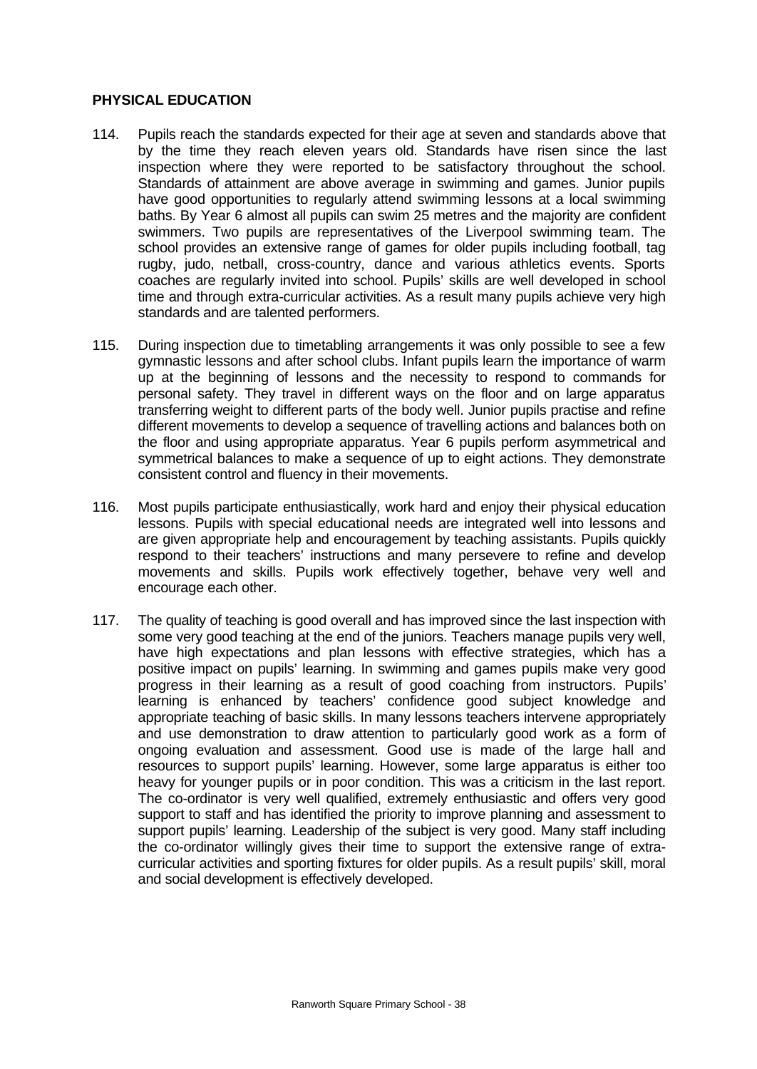**PHYSICAL EDUCATION**

114. Pupils reach the standards expected for their age at seven and standards above that by the time they reach eleven years old. Standards have risen since the last inspection where they were reported to be satisfactory throughout the school. Standards of attainment are above average in swimming and games. Junior pupils have good opportunities to regularly attend swimming lessons at a local swimming baths. By Year 6 almost all pupils can swim 25 metres and the majority are confident swimmers. Two pupils are representatives of the Liverpool swimming team. The school provides an extensive range of games for older pupils including football, tag rugby, judo, netball, cross-country, dance and various athletics events. Sports coaches are regularly invited into school. Pupils' skills are well developed in school time and through extra-curricular activities. As a result many pupils achieve very high standards and are talented performers.

115. During inspection due to timetabling arrangements it was only possible to see a few gymnastic lessons and after school clubs. Infant pupils learn the importance of warm up at the beginning of lessons and the necessity to respond to commands for personal safety. They travel in different ways on the floor and on large apparatus transferring weight to different parts of the body well. Junior pupils practise and refine different movements to develop a sequence of travelling actions and balances both on the floor and using appropriate apparatus. Year 6 pupils perform asymmetrical and symmetrical balances to make a sequence of up to eight actions. They demonstrate consistent control and fluency in their movements.

116. Most pupils participate enthusiastically, work hard and enjoy their physical education lessons. Pupils with special educational needs are integrated well into lessons and are given appropriate help and encouragement by teaching assistants. Pupils quickly respond to their teachers' instructions and many persevere to refine and develop movements and skills. Pupils work effectively together, behave very well and encourage each other.

117. The quality of teaching is good overall and has improved since the last inspection with some very good teaching at the end of the juniors. Teachers manage pupils very well, have high expectations and plan lessons with effective strategies, which has a positive impact on pupils' learning. In swimming and games pupils make very good progress in their learning as a result of good coaching from instructors. Pupils' learning is enhanced by teachers' confidence good subject knowledge and appropriate teaching of basic skills. In many lessons teachers intervene appropriately and use demonstration to draw attention to particularly good work as a form of ongoing evaluation and assessment. Good use is made of the large hall and resources to support pupils' learning. However, some large apparatus is either too heavy for younger pupils or in poor condition. This was a criticism in the last report. The co-ordinator is very well qualified, extremely enthusiastic and offers very good support to staff and has identified the priority to improve planning and assessment to support pupils' learning. Leadership of the subject is very good. Many staff including the co-ordinator willingly gives their time to support the extensive range of extra-curricular activities and sporting fixtures for older pupils. As a result pupils' skill, moral and social development is effectively developed.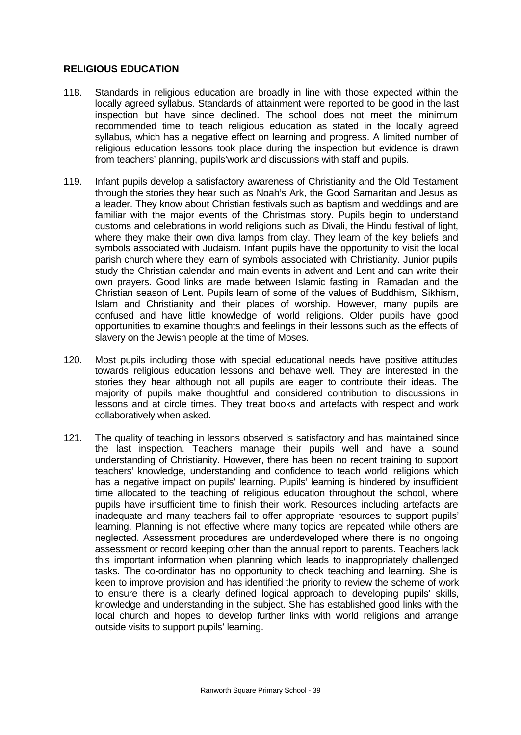## RELIGIOUS EDUCATION

118. Standards in religious education are broadly in line with those expected within the locally agreed syllabus. Standards of attainment were reported to be good in the last inspection but have since declined. The school does not meet the minimum recommended time to teach religious education as stated in the locally agreed syllabus, which has a negative effect on learning and progress. A limited number of religious education lessons took place during the inspection but evidence is drawn from teachers' planning, pupils'work and discussions with staff and pupils.

119. Infant pupils develop a satisfactory awareness of Christianity and the Old Testament through the stories they hear such as Noah's Ark, the Good Samaritan and Jesus as a leader. They know about Christian festivals such as baptism and weddings and are familiar with the major events of the Christmas story. Pupils begin to understand customs and celebrations in world religions such as Divali, the Hindu festival of light, where they make their own diva lamps from clay. They learn of the key beliefs and symbols associated with Judaism. Infant pupils have the opportunity to visit the local parish church where they learn of symbols associated with Christianity. Junior pupils study the Christian calendar and main events in advent and Lent and can write their own prayers. Good links are made between Islamic fasting in Ramadan and the Christian season of Lent. Pupils learn of some of the values of Buddhism, Sikhism, Islam and Christianity and their places of worship. However, many pupils are confused and have little knowledge of world religions. Older pupils have good opportunities to examine thoughts and feelings in their lessons such as the effects of slavery on the Jewish people at the time of Moses.

120. Most pupils including those with special educational needs have positive attitudes towards religious education lessons and behave well. They are interested in the stories they hear although not all pupils are eager to contribute their ideas. The majority of pupils make thoughtful and considered contribution to discussions in lessons and at circle times. They treat books and artefacts with respect and work collaboratively when asked.

121. The quality of teaching in lessons observed is satisfactory and has maintained since the last inspection. Teachers manage their pupils well and have a sound understanding of Christianity. However, there has been no recent training to support teachers' knowledge, understanding and confidence to teach world religions which has a negative impact on pupils' learning. Pupils' learning is hindered by insufficient time allocated to the teaching of religious education throughout the school, where pupils have insufficient time to finish their work. Resources including artefacts are inadequate and many teachers fail to offer appropriate resources to support pupils' learning. Planning is not effective where many topics are repeated while others are neglected. Assessment procedures are underdeveloped where there is no ongoing assessment or record keeping other than the annual report to parents. Teachers lack this important information when planning which leads to inappropriately challenged tasks. The co-ordinator has no opportunity to check teaching and learning. She is keen to improve provision and has identified the priority to review the scheme of work to ensure there is a clearly defined logical approach to developing pupils' skills, knowledge and understanding in the subject. She has established good links with the local church and hopes to develop further links with world religions and arrange outside visits to support pupils' learning.